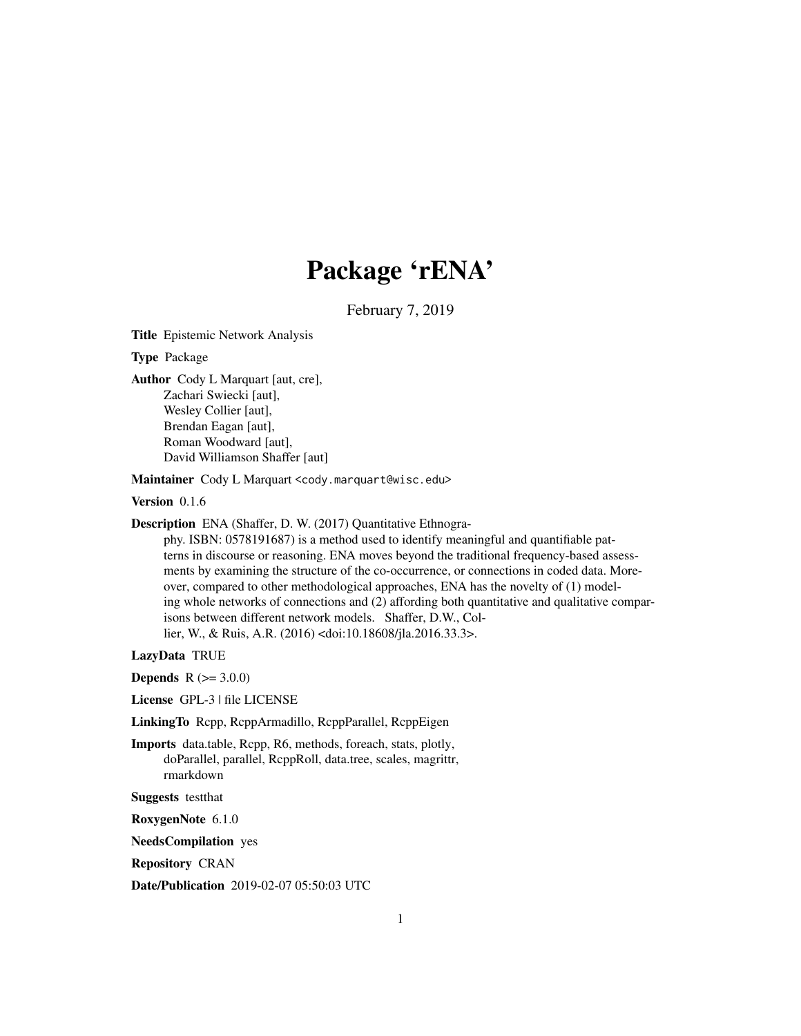# Package 'rENA'

February 7, 2019

**Title** Epistemic Network Analysis

**Type** Package

**Author** Cody L Marquart [aut, cre],
Zachari Swiecki [aut],
Wesley Collier [aut],
Brendan Eagan [aut],
Roman Woodward [aut],
David Williamson Shaffer [aut]

**Maintainer** Cody L Marquart <cody.marquart@wisc.edu>

**Version** 0.1.6

**Description** ENA (Shaffer, D. W. (2017) Quantitative Ethnography. ISBN: 0578191687) is a method used to identify meaningful and quantifiable patterns in discourse or reasoning. ENA moves beyond the traditional frequency-based assessments by examining the structure of the co-occurrence, or connections in coded data. Moreover, compared to other methodological approaches, ENA has the novelty of (1) modeling whole networks of connections and (2) affording both quantitative and qualitative comparisons between different network models. Shaffer, D.W., Collier, W., & Ruis, A.R. (2016) <doi:10.18608/jla.2016.33.3>.

**LazyData** TRUE

**Depends** R (>= 3.0.0)

**License** GPL-3 | file LICENSE

**LinkingTo** Rcpp, RcppArmadillo, RcppParallel, RcppEigen

**Imports** data.table, Rcpp, R6, methods, foreach, stats, plotly, doParallel, parallel, RcppRoll, data.tree, scales, magrittr, rmarkdown

**Suggests** testthat

**RoxygenNote** 6.1.0

**NeedsCompilation** yes

**Repository** CRAN

**Date/Publication** 2019-02-07 05:50:03 UTC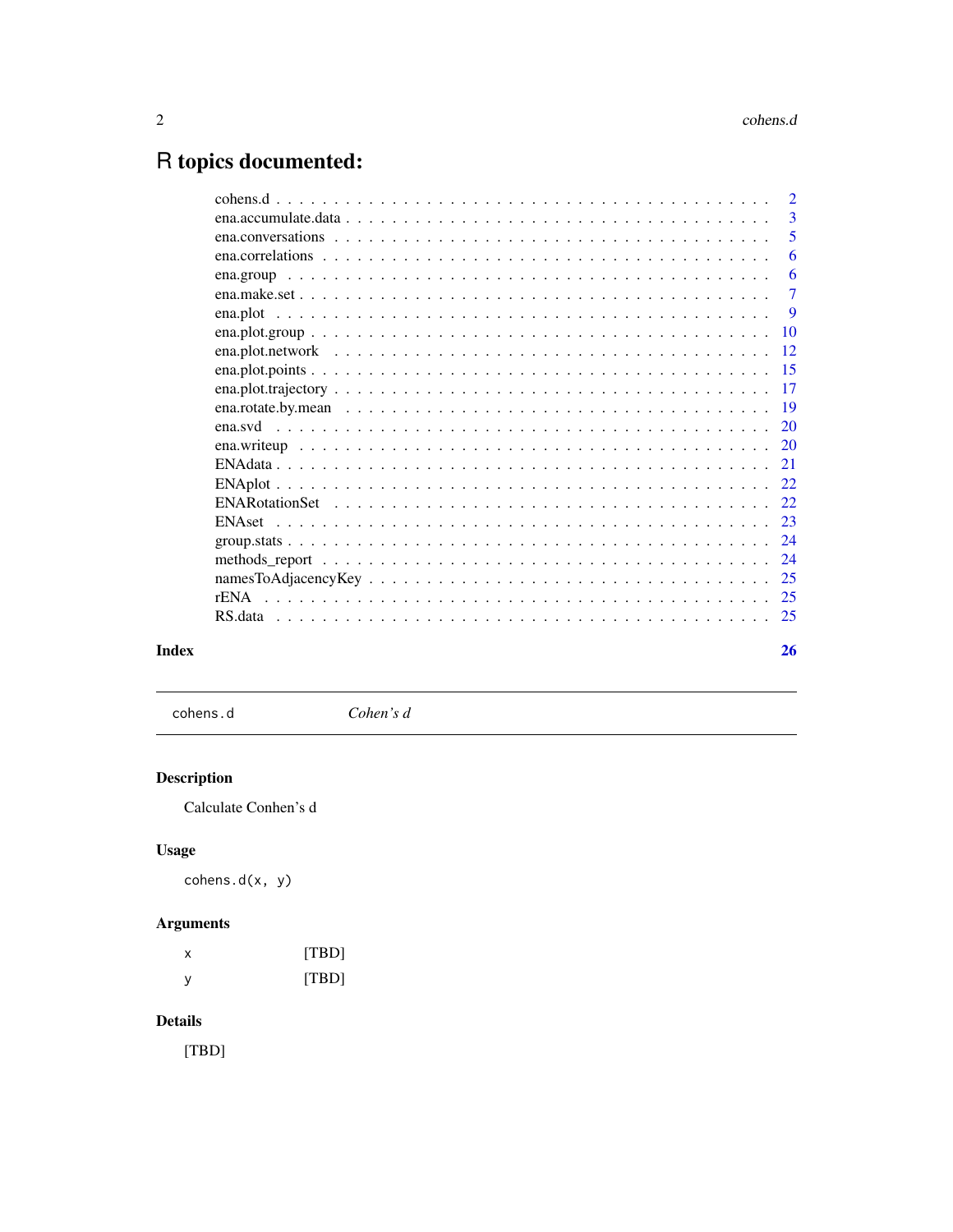# R topics documented:

| | |
|---|---|
| cohens.d | 2 |
| ena.accumulate.data | 3 |
| ena.conversations | 5 |
| ena.correlations | 6 |
| ena.group | 6 |
| ena.make.set | 7 |
| ena.plot | 9 |
| ena.plot.group | 10 |
| ena.plot.network | 12 |
| ena.plot.points | 15 |
| ena.plot.trajectory | 17 |
| ena.rotate.by.mean | 19 |
| ena.svd | 20 |
| ena.writeup | 20 |
| ENAdata | 21 |
| ENAplot | 22 |
| ENARotationSet | 22 |
| ENAset | 23 |
| group.stats | 24 |
| methods_report | 24 |
| namesToAdjacencyKey | 25 |
| rENA | 25 |
| RS.data | 25 |

**Index** **26**

---

`cohens.d` *Cohen's d*

---

### Description

Calculate Conhen's d

### Usage

```
cohens.d(x, y)
```

### Arguments

| | |
|---|---|
| x | [TBD] |
| y | [TBD] |

### Details

[TBD]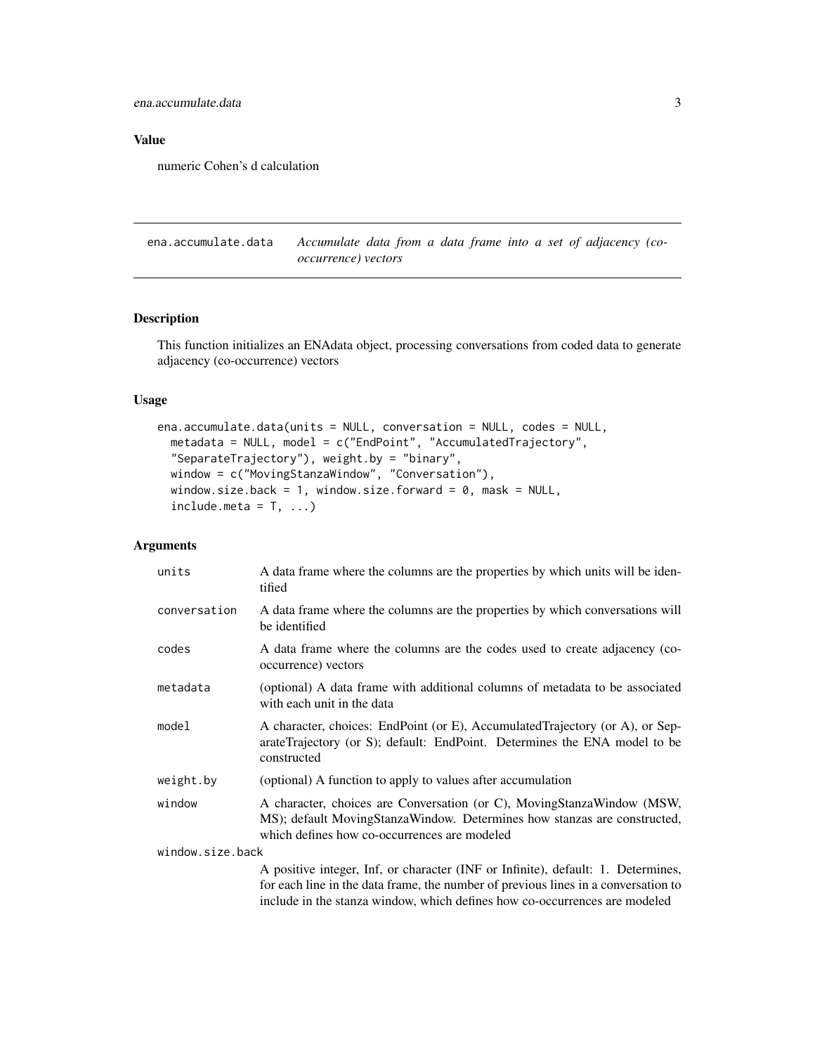### Value

numeric Cohen's d calculation

## ena.accumulate.data — *Accumulate data from a data frame into a set of adjacency (co-occurrence) vectors*

### Description

This function initializes an ENAdata object, processing conversations from coded data to generate adjacency (co-occurrence) vectors

### Usage

```
ena.accumulate.data(units = NULL, conversation = NULL, codes = NULL,
  metadata = NULL, model = c("EndPoint", "AccumulatedTrajectory",
  "SeparateTrajectory"), weight.by = "binary",
  window = c("MovingStanzaWindow", "Conversation"),
  window.size.back = 1, window.size.forward = 0, mask = NULL,
  include.meta = T, ...)
```

### Arguments

| Argument | Description |
|---|---|
| units | A data frame where the columns are the properties by which units will be identified |
| conversation | A data frame where the columns are the properties by which conversations will be identified |
| codes | A data frame where the columns are the codes used to create adjacency (co-occurrence) vectors |
| metadata | (optional) A data frame with additional columns of metadata to be associated with each unit in the data |
| model | A character, choices: EndPoint (or E), AccumulatedTrajectory (or A), or SeparateTrajectory (or S); default: EndPoint. Determines the ENA model to be constructed |
| weight.by | (optional) A function to apply to values after accumulation |
| window | A character, choices are Conversation (or C), MovingStanzaWindow (MSW, MS); default MovingStanzaWindow. Determines how stanzas are constructed, which defines how co-occurrences are modeled |
| window.size.back | A positive integer, Inf, or character (INF or Infinite), default: 1. Determines, for each line in the data frame, the number of previous lines in a conversation to include in the stanza window, which defines how co-occurrences are modeled |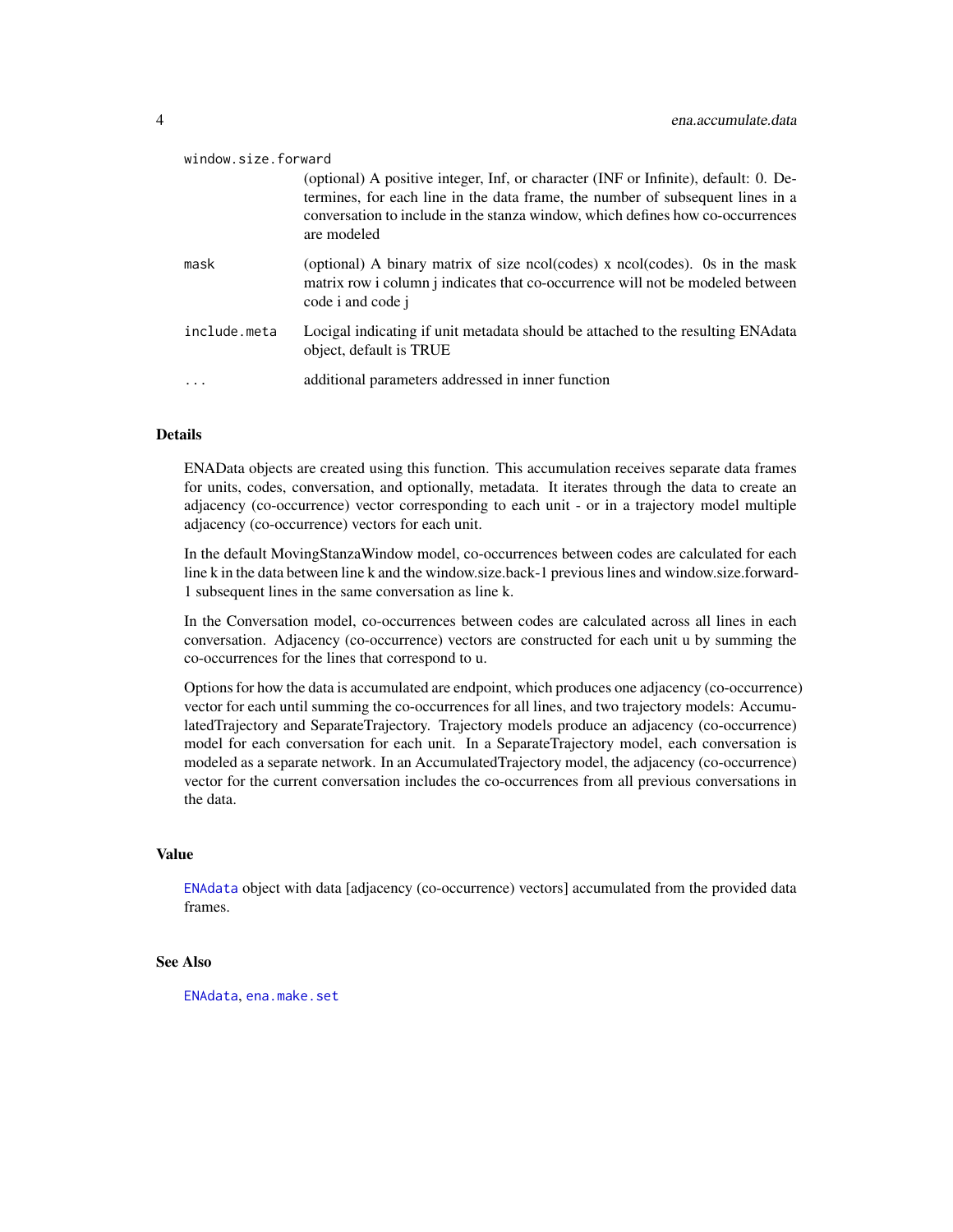| | |
|---|---|
| `window.size.forward` | (optional) A positive integer, Inf, or character (INF or Infinite), default: 0. Determines, for each line in the data frame, the number of subsequent lines in a conversation to include in the stanza window, which defines how co-occurrences are modeled |
| `mask` | (optional) A binary matrix of size ncol(codes) x ncol(codes). 0s in the mask matrix row i column j indicates that co-occurrence will not be modeled between code i and code j |
| `include.meta` | Locigal indicating if unit metadata should be attached to the resulting ENAdata object, default is TRUE |
| `...` | additional parameters addressed in inner function |

## Details

ENAData objects are created using this function. This accumulation receives separate data frames for units, codes, conversation, and optionally, metadata. It iterates through the data to create an adjacency (co-occurrence) vector corresponding to each unit - or in a trajectory model multiple adjacency (co-occurrence) vectors for each unit.

In the default MovingStanzaWindow model, co-occurrences between codes are calculated for each line k in the data between line k and the window.size.back-1 previous lines and window.size.forward-1 subsequent lines in the same conversation as line k.

In the Conversation model, co-occurrences between codes are calculated across all lines in each conversation. Adjacency (co-occurrence) vectors are constructed for each unit u by summing the co-occurrences for the lines that correspond to u.

Options for how the data is accumulated are endpoint, which produces one adjacency (co-occurrence) vector for each until summing the co-occurrences for all lines, and two trajectory models: AccumulatedTrajectory and SeparateTrajectory. Trajectory models produce an adjacency (co-occurrence) model for each conversation for each unit. In a SeparateTrajectory model, each conversation is modeled as a separate network. In an AccumulatedTrajectory model, the adjacency (co-occurrence) vector for the current conversation includes the co-occurrences from all previous conversations in the data.

## Value

`ENAdata` object with data [adjacency (co-occurrence) vectors] accumulated from the provided data frames.

## See Also

`ENAdata`, `ena.make.set`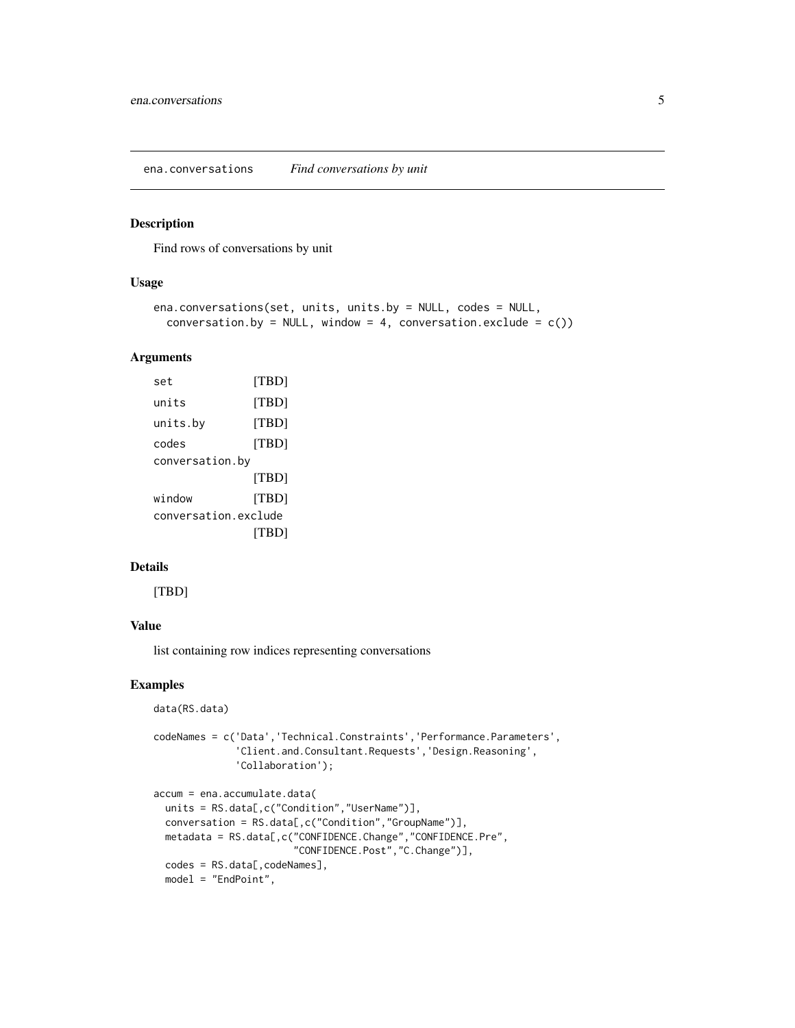## ena.conversations *Find conversations by unit*

### Description

Find rows of conversations by unit

### Usage

```
ena.conversations(set, units, units.by = NULL, codes = NULL,
  conversation.by = NULL, window = 4, conversation.exclude = c())
```

### Arguments

| | |
|---|---|
| `set` | [TBD] |
| `units` | [TBD] |
| `units.by` | [TBD] |
| `codes` | [TBD] |
| `conversation.by` | [TBD] |
| `window` | [TBD] |
| `conversation.exclude` | [TBD] |

### Details

[TBD]

### Value

list containing row indices representing conversations

### Examples

```
data(RS.data)

codeNames = c('Data','Technical.Constraints','Performance.Parameters',
              'Client.and.Consultant.Requests','Design.Reasoning',
              'Collaboration');

accum = ena.accumulate.data(
  units = RS.data[,c("Condition","UserName")],
  conversation = RS.data[,c("Condition","GroupName")],
  metadata = RS.data[,c("CONFIDENCE.Change","CONFIDENCE.Pre",
                        "CONFIDENCE.Post","C.Change")],
  codes = RS.data[,codeNames],
  model = "EndPoint",
```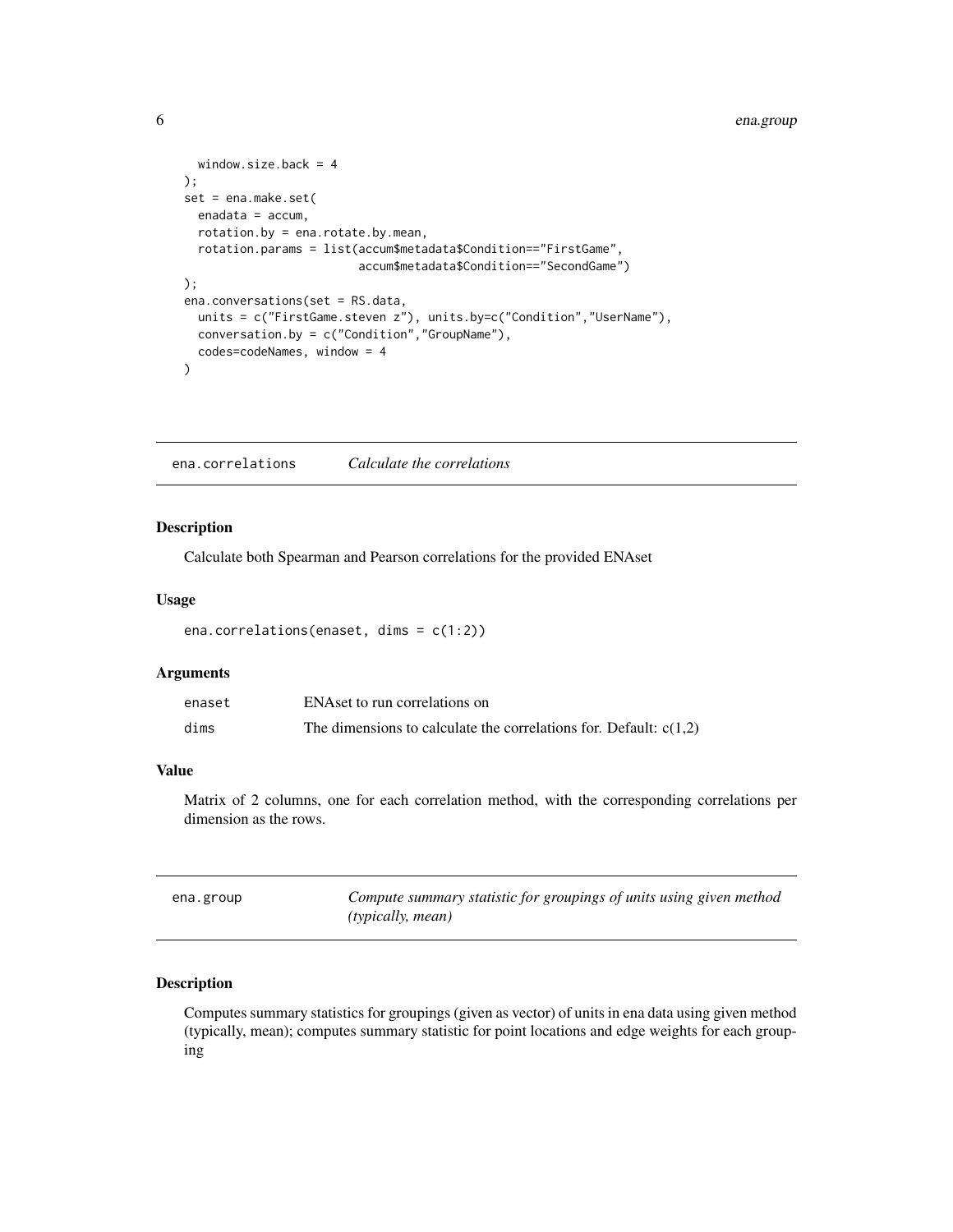```
  window.size.back = 4
);
set = ena.make.set(
  enadata = accum,
  rotation.by = ena.rotate.by.mean,
  rotation.params = list(accum$metadata$Condition=="FirstGame",
                         accum$metadata$Condition=="SecondGame")
);
ena.conversations(set = RS.data,
  units = c("FirstGame.steven z"), units.by=c("Condition","UserName"),
  conversation.by = c("Condition","GroupName"),
  codes=codeNames, window = 4
)
```

## ena.correlations *Calculate the correlations*

### Description

Calculate both Spearman and Pearson correlations for the provided ENAset

### Usage

```
ena.correlations(enaset, dims = c(1:2))
```

### Arguments

| | |
|---|---|
| enaset | ENAset to run correlations on |
| dims | The dimensions to calculate the correlations for. Default: c(1,2) |

### Value

Matrix of 2 columns, one for each correlation method, with the corresponding correlations per dimension as the rows.

## ena.group *Compute summary statistic for groupings of units using given method (typically, mean)*

### Description

Computes summary statistics for groupings (given as vector) of units in ena data using given method (typically, mean); computes summary statistic for point locations and edge weights for each grouping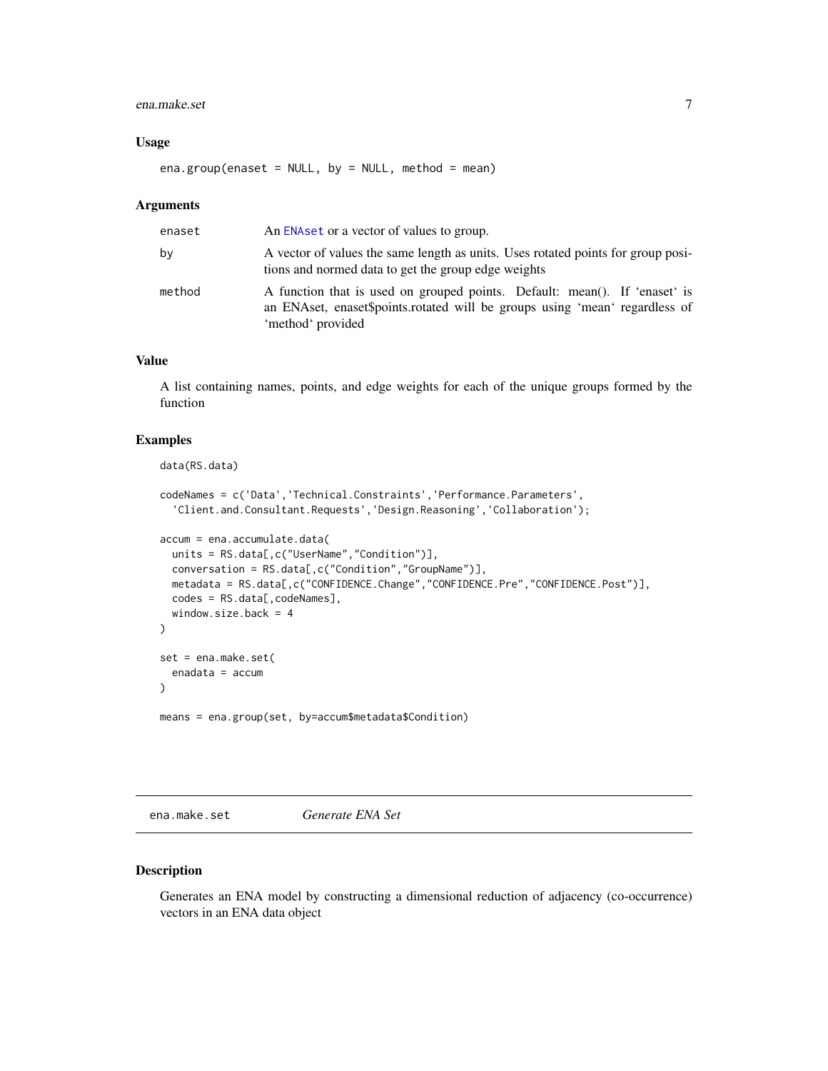## Usage

```
ena.group(enaset = NULL, by = NULL, method = mean)
```

## Arguments

| | |
|---|---|
| enaset | An ENAset or a vector of values to group. |
| by | A vector of values the same length as units. Uses rotated points for group positions and normed data to get the group edge weights |
| method | A function that is used on grouped points. Default: mean(). If 'enaset' is an ENAset, enaset$points.rotated will be groups using 'mean' regardless of 'method' provided |

## Value

A list containing names, points, and edge weights for each of the unique groups formed by the function

## Examples

```
data(RS.data)

codeNames = c('Data','Technical.Constraints','Performance.Parameters',
  'Client.and.Consultant.Requests','Design.Reasoning','Collaboration');

accum = ena.accumulate.data(
  units = RS.data[,c("UserName","Condition")],
  conversation = RS.data[,c("Condition","GroupName")],
  metadata = RS.data[,c("CONFIDENCE.Change","CONFIDENCE.Pre","CONFIDENCE.Post")],
  codes = RS.data[,codeNames],
  window.size.back = 4
)

set = ena.make.set(
  enadata = accum
)

means = ena.group(set, by=accum$metadata$Condition)
```

---

# ena.make.set *Generate ENA Set*

## Description

Generates an ENA model by constructing a dimensional reduction of adjacency (co-occurrence) vectors in an ENA data object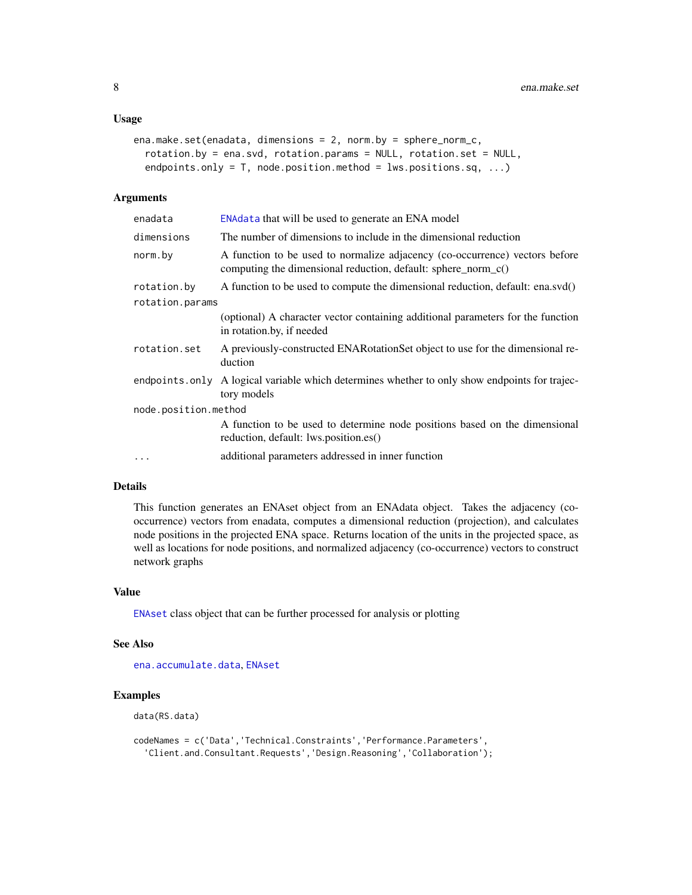## Usage

```
ena.make.set(enadata, dimensions = 2, norm.by = sphere_norm_c,
  rotation.by = ena.svd, rotation.params = NULL, rotation.set = NULL,
  endpoints.only = T, node.position.method = lws.positions.sq, ...)
```

## Arguments

| | |
|---|---|
| enadata | ENAdata that will be used to generate an ENA model |
| dimensions | The number of dimensions to include in the dimensional reduction |
| norm.by | A function to be used to normalize adjacency (co-occurrence) vectors before computing the dimensional reduction, default: sphere_norm_c() |
| rotation.by | A function to be used to compute the dimensional reduction, default: ena.svd() |
| rotation.params | (optional) A character vector containing additional parameters for the function in rotation.by, if needed |
| rotation.set | A previously-constructed ENARotationSet object to use for the dimensional reduction |
| endpoints.only | A logical variable which determines whether to only show endpoints for trajectory models |
| node.position.method | A function to be used to determine node positions based on the dimensional reduction, default: lws.position.es() |
| ... | additional parameters addressed in inner function |

## Details

This function generates an ENAset object from an ENAdata object. Takes the adjacency (co-occurrence) vectors from enadata, computes a dimensional reduction (projection), and calculates node positions in the projected ENA space. Returns location of the units in the projected space, as well as locations for node positions, and normalized adjacency (co-occurrence) vectors to construct network graphs

## Value

ENAset class object that can be further processed for analysis or plotting

## See Also

ena.accumulate.data, ENAset

## Examples

```
data(RS.data)

codeNames = c('Data','Technical.Constraints','Performance.Parameters',
  'Client.and.Consultant.Requests','Design.Reasoning','Collaboration');
```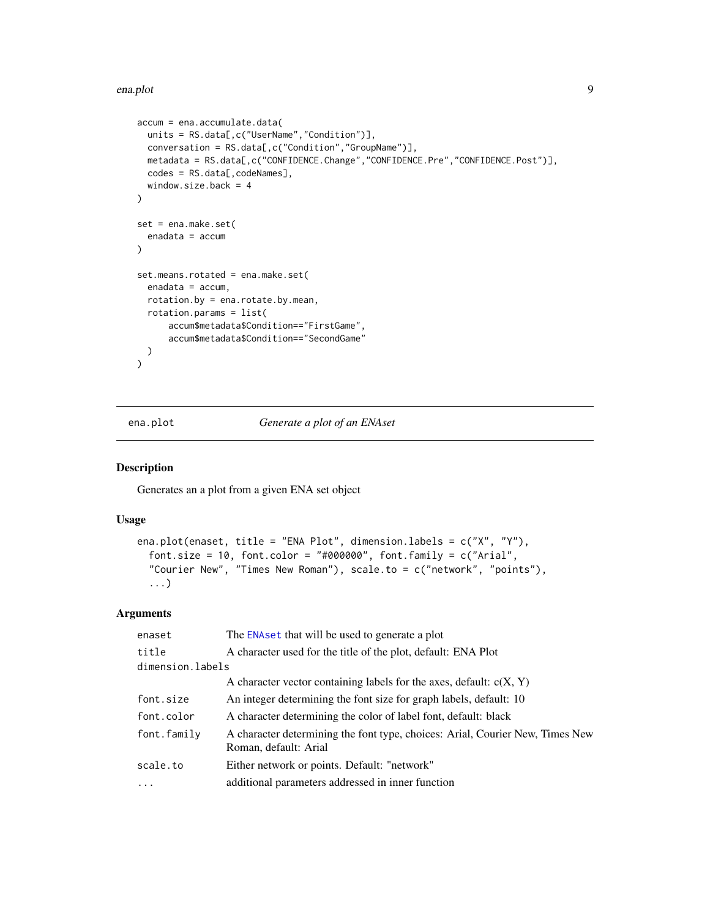```
accum = ena.accumulate.data(
  units = RS.data[,c("UserName","Condition")],
  conversation = RS.data[,c("Condition","GroupName")],
  metadata = RS.data[,c("CONFIDENCE.Change","CONFIDENCE.Pre","CONFIDENCE.Post")],
  codes = RS.data[,codeNames],
  window.size.back = 4
)

set = ena.make.set(
  enadata = accum
)

set.means.rotated = ena.make.set(
  enadata = accum,
  rotation.by = ena.rotate.by.mean,
  rotation.params = list(
      accum$metadata$Condition=="FirstGame",
      accum$metadata$Condition=="SecondGame"
  )
)
```

---

## ena.plot — *Generate a plot of an ENAset*

### Description

Generates an a plot from a given ENA set object

### Usage

```
ena.plot(enaset, title = "ENA Plot", dimension.labels = c("X", "Y"),
  font.size = 10, font.color = "#000000", font.family = c("Arial",
  "Courier New", "Times New Roman"), scale.to = c("network", "points"),
  ...)
```

### Arguments

| Argument | Description |
|---|---|
| `enaset` | The `ENAset` that will be used to generate a plot |
| `title` | A character used for the title of the plot, default: ENA Plot |
| `dimension.labels` | A character vector containing labels for the axes, default: c(X, Y) |
| `font.size` | An integer determining the font size for graph labels, default: 10 |
| `font.color` | A character determining the color of label font, default: black |
| `font.family` | A character determining the font type, choices: Arial, Courier New, Times New Roman, default: Arial |
| `scale.to` | Either network or points. Default: "network" |
| `...` | additional parameters addressed in inner function |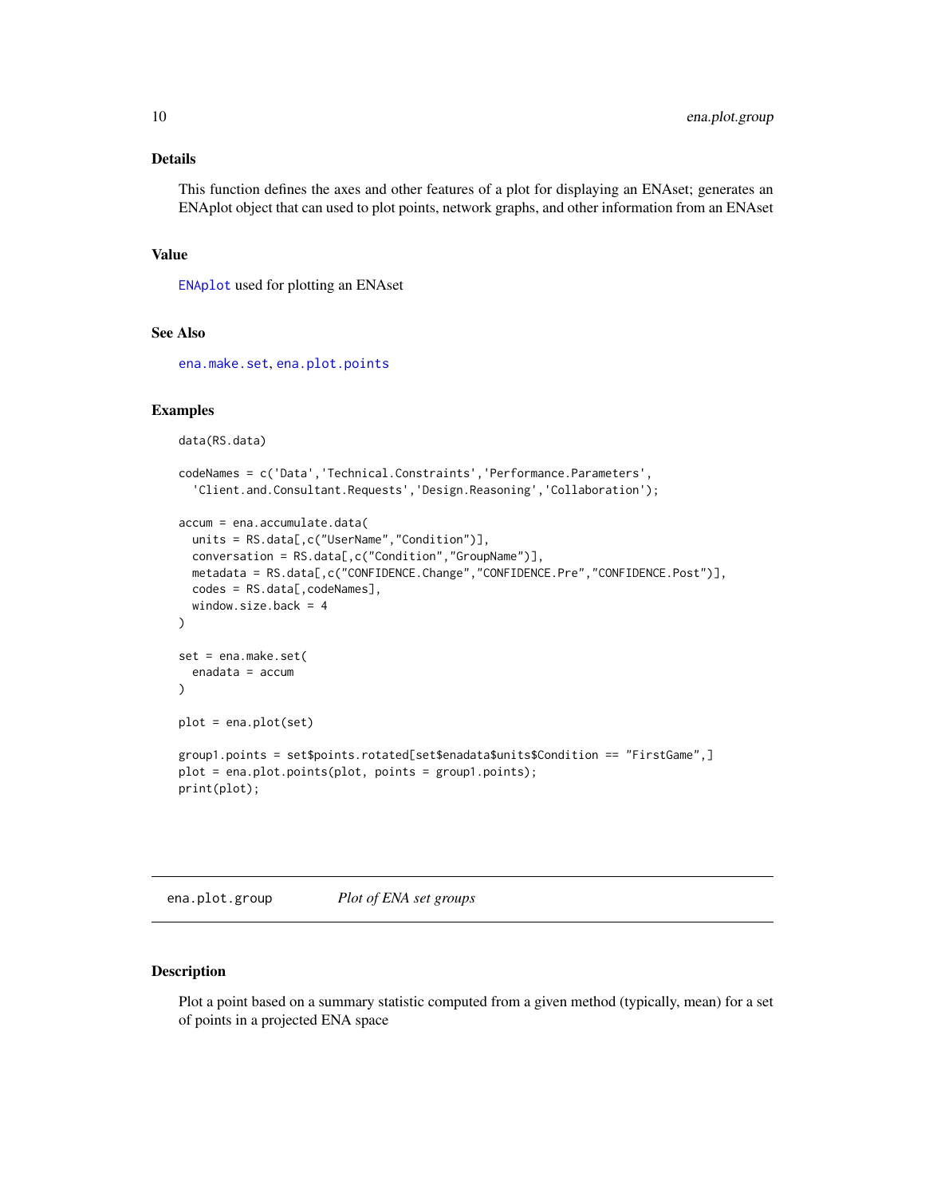### Details

This function defines the axes and other features of a plot for displaying an ENAset; generates an ENAplot object that can used to plot points, network graphs, and other information from an ENAset

### Value

ENAplot used for plotting an ENAset

### See Also

ena.make.set, ena.plot.points

### Examples

```
data(RS.data)

codeNames = c('Data','Technical.Constraints','Performance.Parameters',
  'Client.and.Consultant.Requests','Design.Reasoning','Collaboration');

accum = ena.accumulate.data(
  units = RS.data[,c("UserName","Condition")],
  conversation = RS.data[,c("Condition","GroupName")],
  metadata = RS.data[,c("CONFIDENCE.Change","CONFIDENCE.Pre","CONFIDENCE.Post")],
  codes = RS.data[,codeNames],
  window.size.back = 4
)

set = ena.make.set(
  enadata = accum
)

plot = ena.plot(set)

group1.points = set$points.rotated[set$enadata$units$Condition == "FirstGame",]
plot = ena.plot.points(plot, points = group1.points);
print(plot);
```

---

## ena.plot.group    *Plot of ENA set groups*

### Description

Plot a point based on a summary statistic computed from a given method (typically, mean) for a set of points in a projected ENA space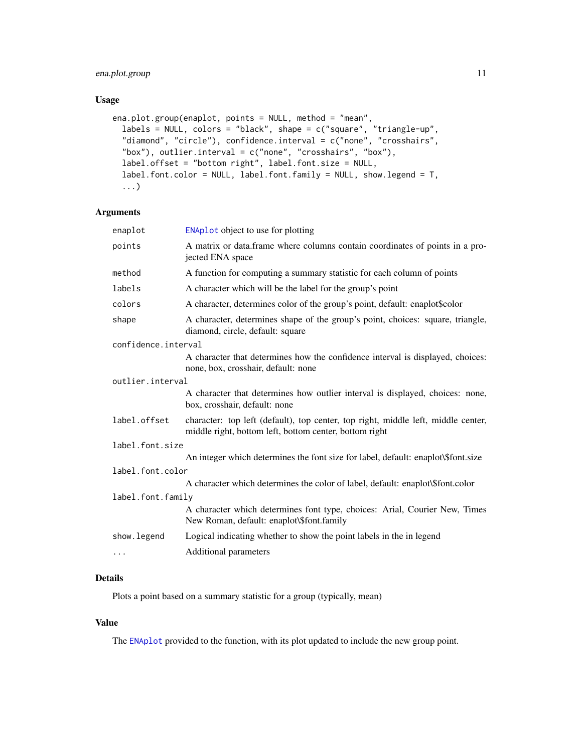## Usage

```
ena.plot.group(enaplot, points = NULL, method = "mean",
  labels = NULL, colors = "black", shape = c("square", "triangle-up",
  "diamond", "circle"), confidence.interval = c("none", "crosshairs",
  "box"), outlier.interval = c("none", "crosshairs", "box"),
  label.offset = "bottom right", label.font.size = NULL,
  label.font.color = NULL, label.font.family = NULL, show.legend = T,
  ...)
```

## Arguments

| | |
|---|---|
| `enaplot` | ENAplot object to use for plotting |
| `points` | A matrix or data.frame where columns contain coordinates of points in a projected ENA space |
| `method` | A function for computing a summary statistic for each column of points |
| `labels` | A character which will be the label for the group's point |
| `colors` | A character, determines color of the group's point, default: enaplot$color |
| `shape` | A character, determines shape of the group's point, choices: square, triangle, diamond, circle, default: square |
| `confidence.interval` | A character that determines how the confidence interval is displayed, choices: none, box, crosshair, default: none |
| `outlier.interval` | A character that determines how outlier interval is displayed, choices: none, box, crosshair, default: none |
| `label.offset` | character: top left (default), top center, top right, middle left, middle center, middle right, bottom left, bottom center, bottom right |
| `label.font.size` | An integer which determines the font size for label, default: enaplot\$font.size |
| `label.font.color` | A character which determines the color of label, default: enaplot\$font.color |
| `label.font.family` | A character which determines font type, choices: Arial, Courier New, Times New Roman, default: enaplot\$font.family |
| `show.legend` | Logical indicating whether to show the point labels in the in legend |
| `...` | Additional parameters |

## Details

Plots a point based on a summary statistic for a group (typically, mean)

## Value

The ENAplot provided to the function, with its plot updated to include the new group point.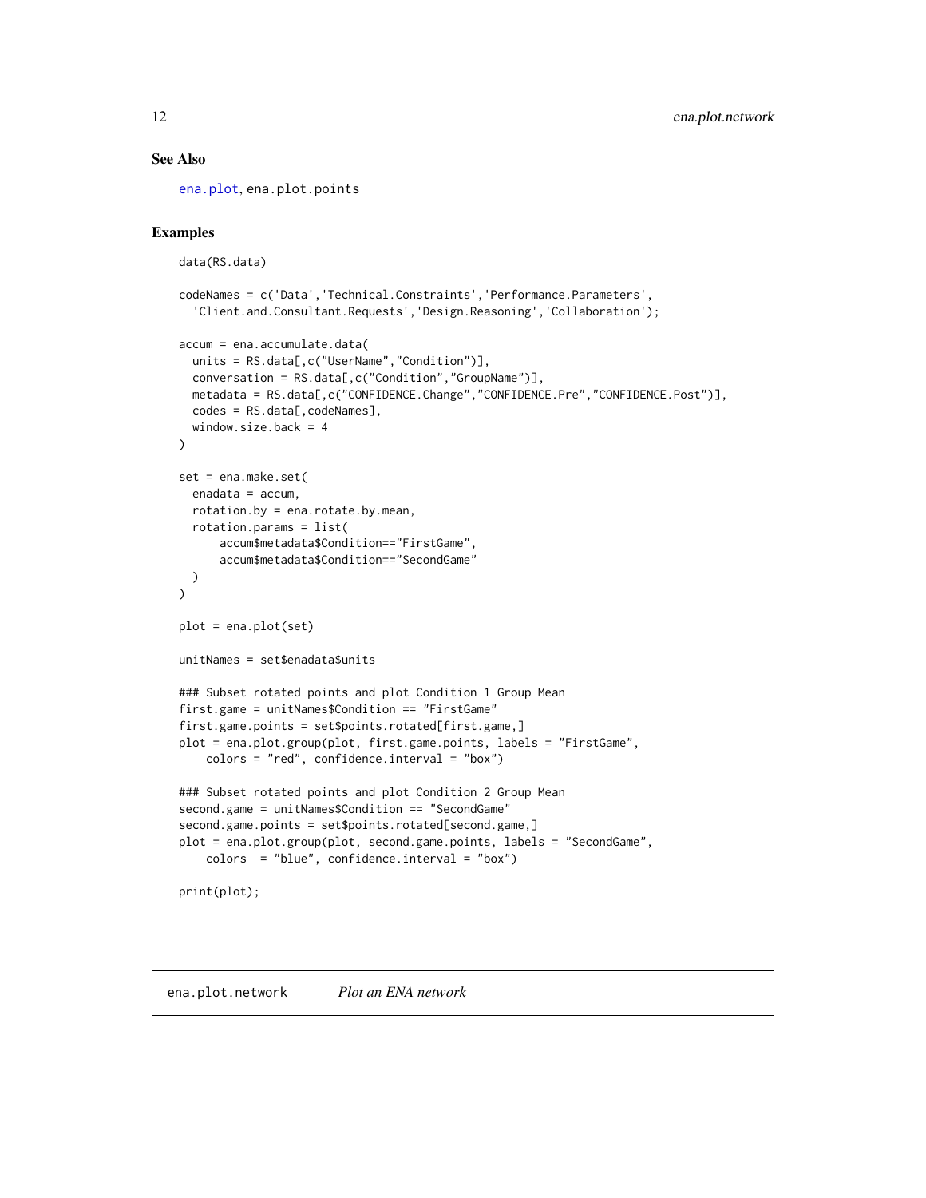## See Also

ena.plot, ena.plot.points

## Examples

```
data(RS.data)

codeNames = c('Data','Technical.Constraints','Performance.Parameters',
  'Client.and.Consultant.Requests','Design.Reasoning','Collaboration');

accum = ena.accumulate.data(
  units = RS.data[,c("UserName","Condition")],
  conversation = RS.data[,c("Condition","GroupName")],
  metadata = RS.data[,c("CONFIDENCE.Change","CONFIDENCE.Pre","CONFIDENCE.Post")],
  codes = RS.data[,codeNames],
  window.size.back = 4
)

set = ena.make.set(
  enadata = accum,
  rotation.by = ena.rotate.by.mean,
  rotation.params = list(
      accum$metadata$Condition=="FirstGame",
      accum$metadata$Condition=="SecondGame"
  )
)

plot = ena.plot(set)

unitNames = set$enadata$units

### Subset rotated points and plot Condition 1 Group Mean
first.game = unitNames$Condition == "FirstGame"
first.game.points = set$points.rotated[first.game,]
plot = ena.plot.group(plot, first.game.points, labels = "FirstGame",
    colors = "red", confidence.interval = "box")

### Subset rotated points and plot Condition 2 Group Mean
second.game = unitNames$Condition == "SecondGame"
second.game.points = set$points.rotated[second.game,]
plot = ena.plot.group(plot, second.game.points, labels = "SecondGame",
    colors  = "blue", confidence.interval = "box")

print(plot);
```

---

# ena.plot.network — *Plot an ENA network*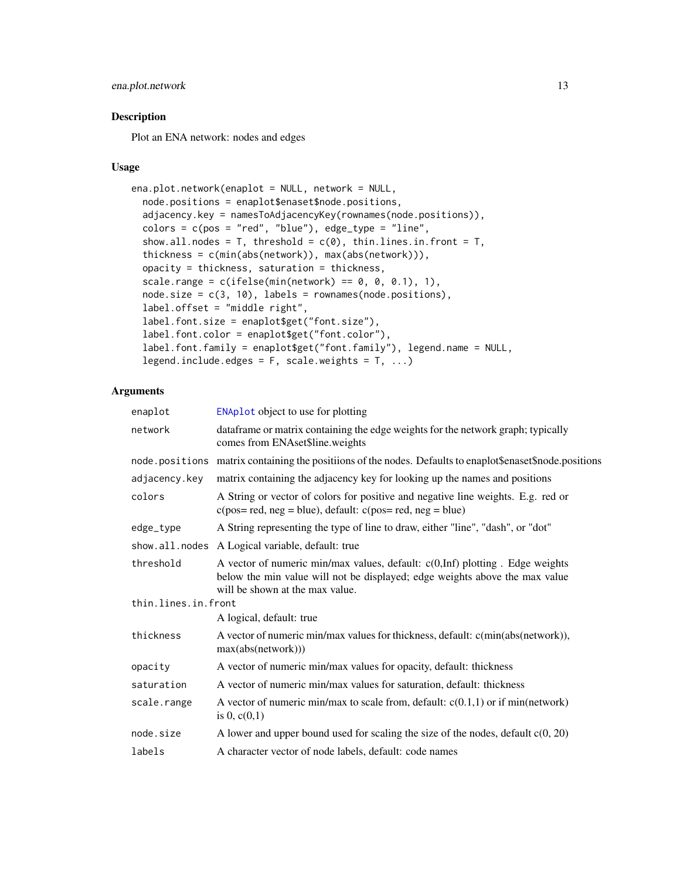## Description

Plot an ENA network: nodes and edges

## Usage

```
ena.plot.network(enaplot = NULL, network = NULL,
  node.positions = enaplot$enaset$node.positions,
  adjacency.key = namesToAdjacencyKey(rownames(node.positions)),
  colors = c(pos = "red", "blue"), edge_type = "line",
  show.all.nodes = T, threshold = c(0), thin.lines.in.front = T,
  thickness = c(min(abs(network)), max(abs(network))),
  opacity = thickness, saturation = thickness,
  scale.range = c(ifelse(min(network) == 0, 0, 0.1), 1),
  node.size = c(3, 10), labels = rownames(node.positions),
  label.offset = "middle right",
  label.font.size = enaplot$get("font.size"),
  label.font.color = enaplot$get("font.color"),
  label.font.family = enaplot$get("font.family"), legend.name = NULL,
  legend.include.edges = F, scale.weights = T, ...)
```

## Arguments

| | |
|---|---|
| `enaplot` | `ENAplot` object to use for plotting |
| `network` | dataframe or matrix containing the edge weights for the network graph; typically comes from ENAset$line.weights |
| `node.positions` | matrix containing the positiions of the nodes. Defaults to enaplot$enaset$node.positions |
| `adjacency.key` | matrix containing the adjacency key for looking up the names and positions |
| `colors` | A String or vector of colors for positive and negative line weights. E.g. red or c(pos= red, neg = blue), default: c(pos= red, neg = blue) |
| `edge_type` | A String representing the type of line to draw, either "line", "dash", or "dot" |
| `show.all.nodes` | A Logical variable, default: true |
| `threshold` | A vector of numeric min/max values, default: c(0,Inf) plotting . Edge weights below the min value will not be displayed; edge weights above the max value will be shown at the max value. |
| `thin.lines.in.front` | A logical, default: true |
| `thickness` | A vector of numeric min/max values for thickness, default: c(min(abs(network)), max(abs(network))) |
| `opacity` | A vector of numeric min/max values for opacity, default: thickness |
| `saturation` | A vector of numeric min/max values for saturation, default: thickness |
| `scale.range` | A vector of numeric min/max to scale from, default: c(0.1,1) or if min(network) is 0, c(0,1) |
| `node.size` | A lower and upper bound used for scaling the size of the nodes, default c(0, 20) |
| `labels` | A character vector of node labels, default: code names |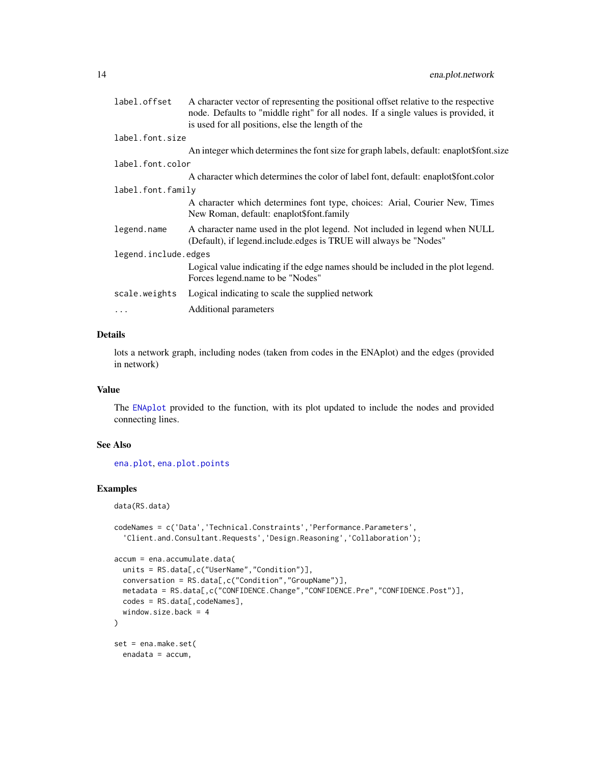| | |
|---|---|
| `label.offset` | A character vector of representing the positional offset relative to the respective node. Defaults to "middle right" for all nodes. If a single values is provided, it is used for all positions, else the length of the |
| `label.font.size` | An integer which determines the font size for graph labels, default: enaplot$font.size |
| `label.font.color` | A character which determines the color of label font, default: enaplot$font.color |
| `label.font.family` | A character which determines font type, choices: Arial, Courier New, Times New Roman, default: enaplot$font.family |
| `legend.name` | A character name used in the plot legend. Not included in legend when NULL (Default), if legend.include.edges is TRUE will always be "Nodes" |
| `legend.include.edges` | Logical value indicating if the edge names should be included in the plot legend. Forces legend.name to be "Nodes" |
| `scale.weights` | Logical indicating to scale the supplied network |
| `...` | Additional parameters |

## Details

lots a network graph, including nodes (taken from codes in the ENAplot) and the edges (provided in network)

## Value

The ENAplot provided to the function, with its plot updated to include the nodes and provided connecting lines.

## See Also

ena.plot, ena.plot.points

## Examples

```
data(RS.data)

codeNames = c('Data','Technical.Constraints','Performance.Parameters',
  'Client.and.Consultant.Requests','Design.Reasoning','Collaboration');

accum = ena.accumulate.data(
  units = RS.data[,c("UserName","Condition")],
  conversation = RS.data[,c("Condition","GroupName")],
  metadata = RS.data[,c("CONFIDENCE.Change","CONFIDENCE.Pre","CONFIDENCE.Post")],
  codes = RS.data[,codeNames],
  window.size.back = 4
)

set = ena.make.set(
  enadata = accum,
```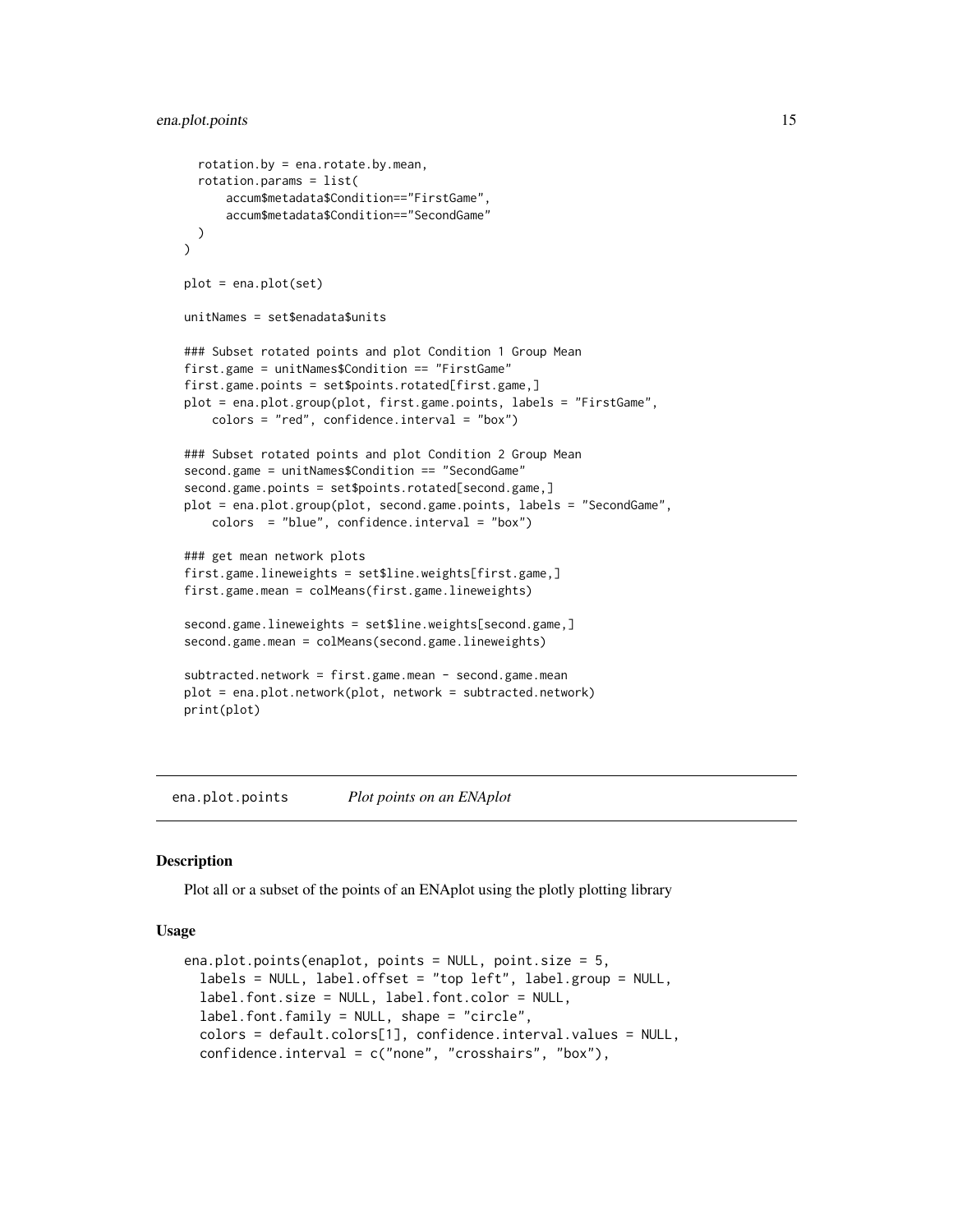```
  rotation.by = ena.rotate.by.mean,
  rotation.params = list(
      accum$metadata$Condition=="FirstGame",
      accum$metadata$Condition=="SecondGame"
  )
)

plot = ena.plot(set)

unitNames = set$enadata$units

### Subset rotated points and plot Condition 1 Group Mean
first.game = unitNames$Condition == "FirstGame"
first.game.points = set$points.rotated[first.game,]
plot = ena.plot.group(plot, first.game.points, labels = "FirstGame",
    colors = "red", confidence.interval = "box")

### Subset rotated points and plot Condition 2 Group Mean
second.game = unitNames$Condition == "SecondGame"
second.game.points = set$points.rotated[second.game,]
plot = ena.plot.group(plot, second.game.points, labels = "SecondGame",
    colors  = "blue", confidence.interval = "box")

### get mean network plots
first.game.lineweights = set$line.weights[first.game,]
first.game.mean = colMeans(first.game.lineweights)

second.game.lineweights = set$line.weights[second.game,]
second.game.mean = colMeans(second.game.lineweights)

subtracted.network = first.game.mean - second.game.mean
plot = ena.plot.network(plot, network = subtracted.network)
print(plot)
```

## ena.plot.points    *Plot points on an ENAplot*

### Description

Plot all or a subset of the points of an ENAplot using the plotly plotting library

### Usage

```
ena.plot.points(enaplot, points = NULL, point.size = 5,
  labels = NULL, label.offset = "top left", label.group = NULL,
  label.font.size = NULL, label.font.color = NULL,
  label.font.family = NULL, shape = "circle",
  colors = default.colors[1], confidence.interval.values = NULL,
  confidence.interval = c("none", "crosshairs", "box"),
```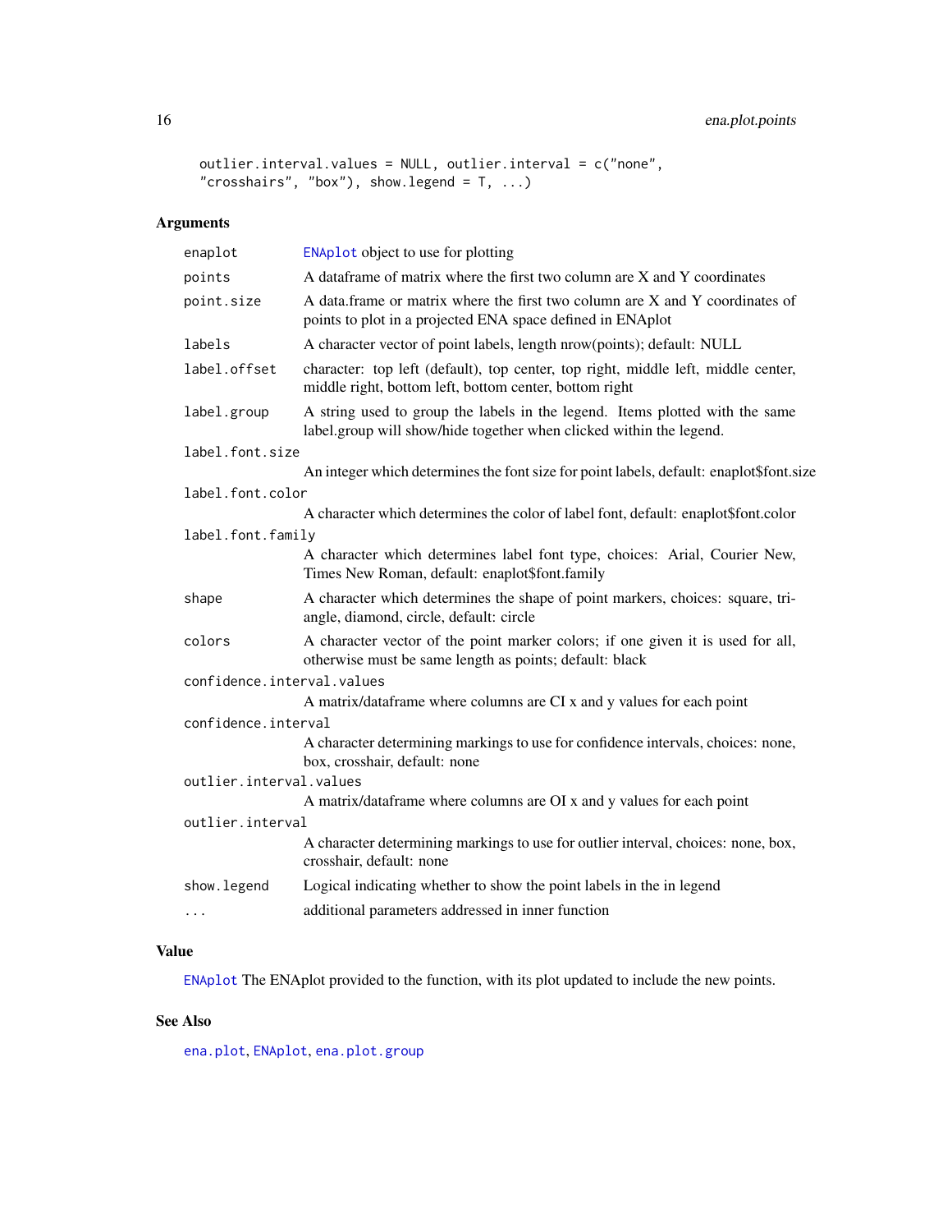```
outlier.interval.values = NULL, outlier.interval = c("none",
"crosshairs", "box"), show.legend = T, ...)
```

### Arguments

| | |
|---|---|
| `enaplot` | `ENAplot` object to use for plotting |
| `points` | A dataframe of matrix where the first two column are X and Y coordinates |
| `point.size` | A data.frame or matrix where the first two column are X and Y coordinates of points to plot in a projected ENA space defined in ENAplot |
| `labels` | A character vector of point labels, length nrow(points); default: NULL |
| `label.offset` | character: top left (default), top center, top right, middle left, middle center, middle right, bottom left, bottom center, bottom right |
| `label.group` | A string used to group the labels in the legend. Items plotted with the same label.group will show/hide together when clicked within the legend. |
| `label.font.size` | An integer which determines the font size for point labels, default: enaplot$font.size |
| `label.font.color` | A character which determines the color of label font, default: enaplot$font.color |
| `label.font.family` | A character which determines label font type, choices: Arial, Courier New, Times New Roman, default: enaplot$font.family |
| `shape` | A character which determines the shape of point markers, choices: square, triangle, diamond, circle, default: circle |
| `colors` | A character vector of the point marker colors; if one given it is used for all, otherwise must be same length as points; default: black |
| `confidence.interval.values` | A matrix/dataframe where columns are CI x and y values for each point |
| `confidence.interval` | A character determining markings to use for confidence intervals, choices: none, box, crosshair, default: none |
| `outlier.interval.values` | A matrix/dataframe where columns are OI x and y values for each point |
| `outlier.interval` | A character determining markings to use for outlier interval, choices: none, box, crosshair, default: none |
| `show.legend` | Logical indicating whether to show the point labels in the in legend |
| `...` | additional parameters addressed in inner function |

### Value

`ENAplot` The ENAplot provided to the function, with its plot updated to include the new points.

### See Also

`ena.plot`, `ENAplot`, `ena.plot.group`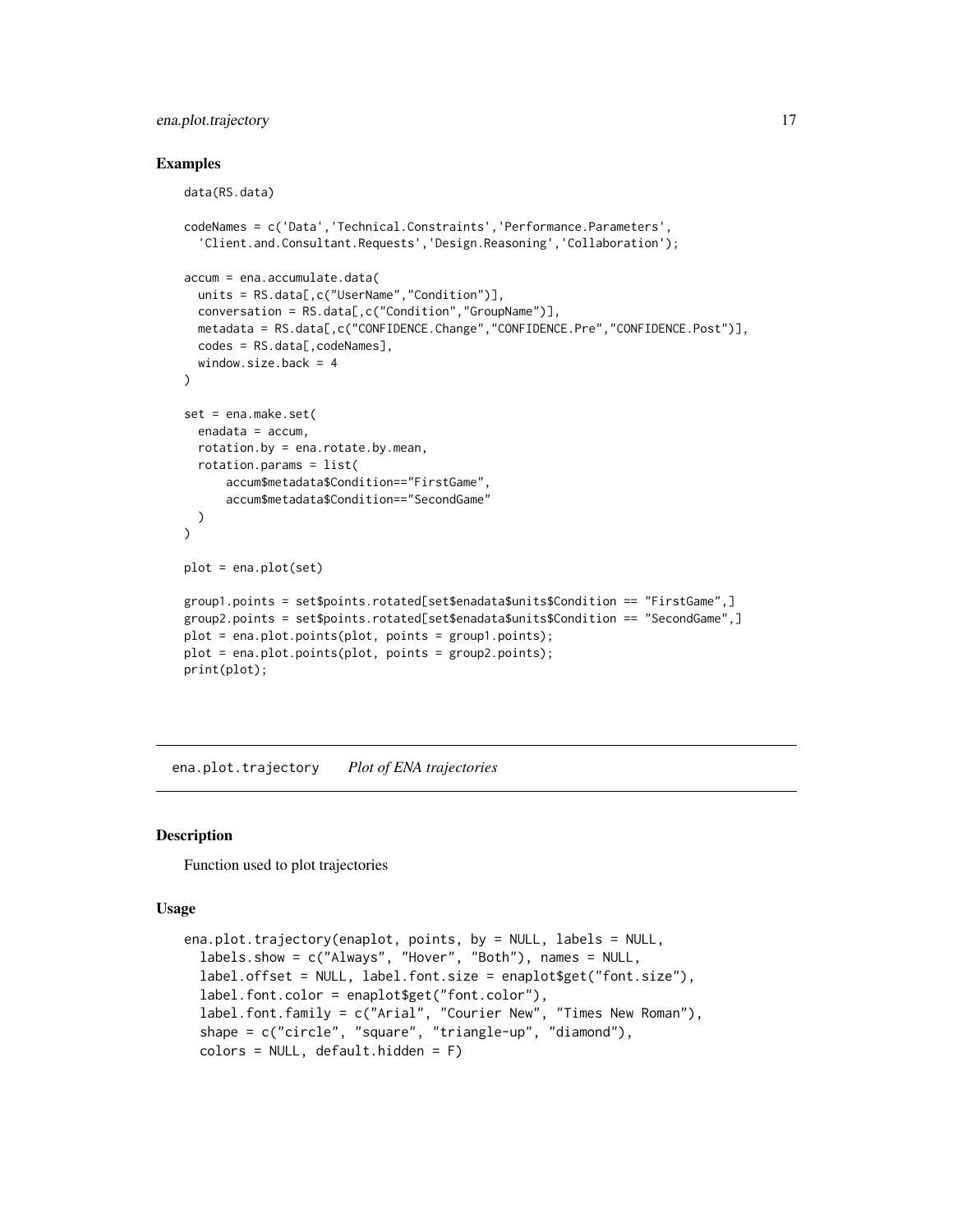## Examples

```
data(RS.data)

codeNames = c('Data','Technical.Constraints','Performance.Parameters',
  'Client.and.Consultant.Requests','Design.Reasoning','Collaboration');

accum = ena.accumulate.data(
  units = RS.data[,c("UserName","Condition")],
  conversation = RS.data[,c("Condition","GroupName")],
  metadata = RS.data[,c("CONFIDENCE.Change","CONFIDENCE.Pre","CONFIDENCE.Post")],
  codes = RS.data[,codeNames],
  window.size.back = 4
)

set = ena.make.set(
  enadata = accum,
  rotation.by = ena.rotate.by.mean,
  rotation.params = list(
      accum$metadata$Condition=="FirstGame",
      accum$metadata$Condition=="SecondGame"
  )
)

plot = ena.plot(set)

group1.points = set$points.rotated[set$enadata$units$Condition == "FirstGame",]
group2.points = set$points.rotated[set$enadata$units$Condition == "SecondGame",]
plot = ena.plot.points(plot, points = group1.points);
plot = ena.plot.points(plot, points = group2.points);
print(plot);
```

---

`ena.plot.trajectory` *Plot of ENA trajectories*

---

## Description

Function used to plot trajectories

## Usage

```
ena.plot.trajectory(enaplot, points, by = NULL, labels = NULL,
  labels.show = c("Always", "Hover", "Both"), names = NULL,
  label.offset = NULL, label.font.size = enaplot$get("font.size"),
  label.font.color = enaplot$get("font.color"),
  label.font.family = c("Arial", "Courier New", "Times New Roman"),
  shape = c("circle", "square", "triangle-up", "diamond"),
  colors = NULL, default.hidden = F)
```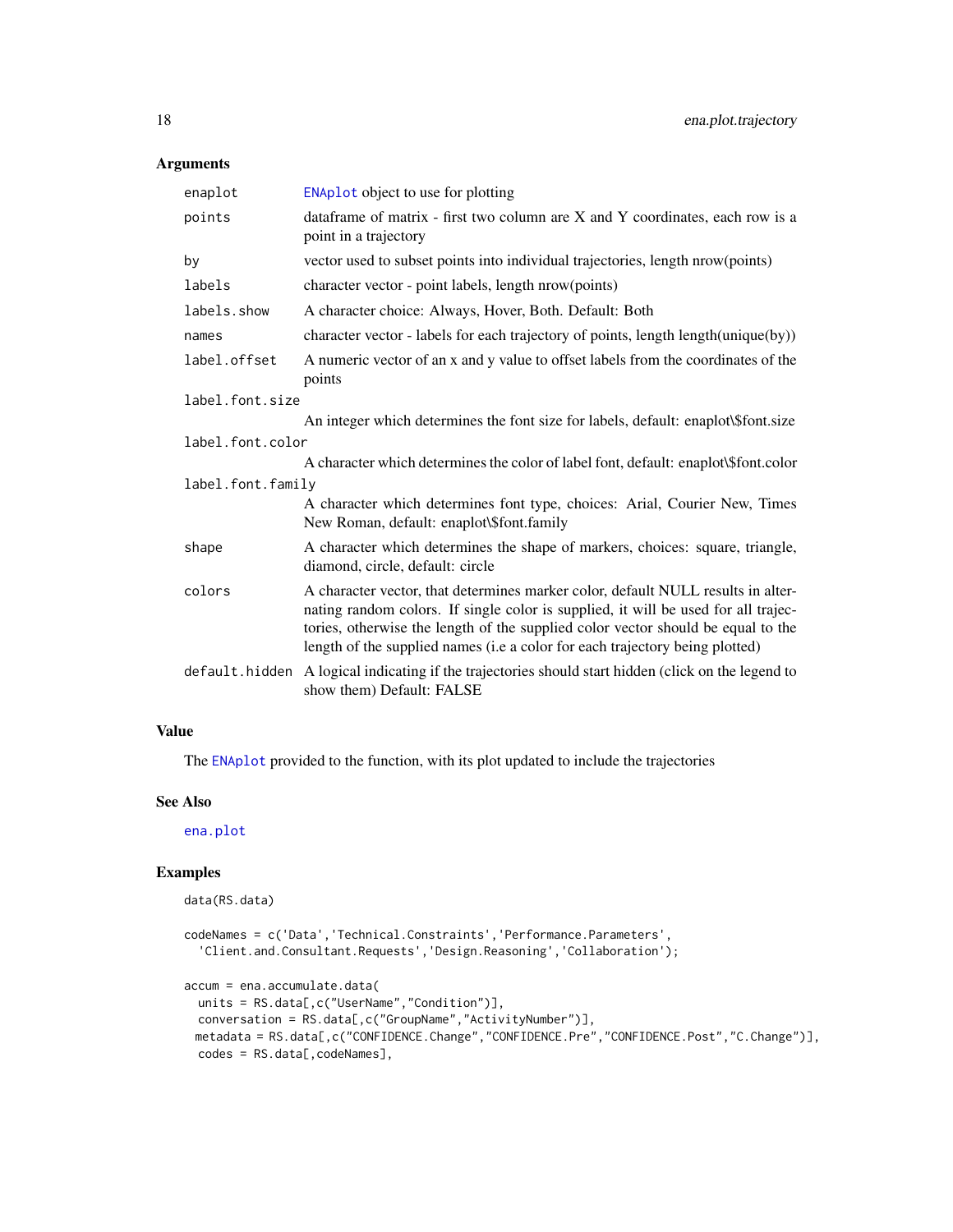### Arguments

| | |
|---|---|
| enaplot | ENAplot object to use for plotting |
| points | dataframe of matrix - first two column are X and Y coordinates, each row is a point in a trajectory |
| by | vector used to subset points into individual trajectories, length nrow(points) |
| labels | character vector - point labels, length nrow(points) |
| labels.show | A character choice: Always, Hover, Both. Default: Both |
| names | character vector - labels for each trajectory of points, length length(unique(by)) |
| label.offset | A numeric vector of an x and y value to offset labels from the coordinates of the points |
| label.font.size | An integer which determines the font size for labels, default: enaplot\$font.size |
| label.font.color | A character which determines the color of label font, default: enaplot\$font.color |
| label.font.family | A character which determines font type, choices: Arial, Courier New, Times New Roman, default: enaplot\$font.family |
| shape | A character which determines the shape of markers, choices: square, triangle, diamond, circle, default: circle |
| colors | A character vector, that determines marker color, default NULL results in alternating random colors. If single color is supplied, it will be used for all trajectories, otherwise the length of the supplied color vector should be equal to the length of the supplied names (i.e a color for each trajectory being plotted) |
| default.hidden | A logical indicating if the trajectories should start hidden (click on the legend to show them) Default: FALSE |

### Value

The ENAplot provided to the function, with its plot updated to include the trajectories

### See Also

ena.plot

### Examples

```
data(RS.data)

codeNames = c('Data','Technical.Constraints','Performance.Parameters',
  'Client.and.Consultant.Requests','Design.Reasoning','Collaboration');

accum = ena.accumulate.data(
  units = RS.data[,c("UserName","Condition")],
  conversation = RS.data[,c("GroupName","ActivityNumber")],
  metadata = RS.data[,c("CONFIDENCE.Change","CONFIDENCE.Pre","CONFIDENCE.Post","C.Change")],
  codes = RS.data[,codeNames],
```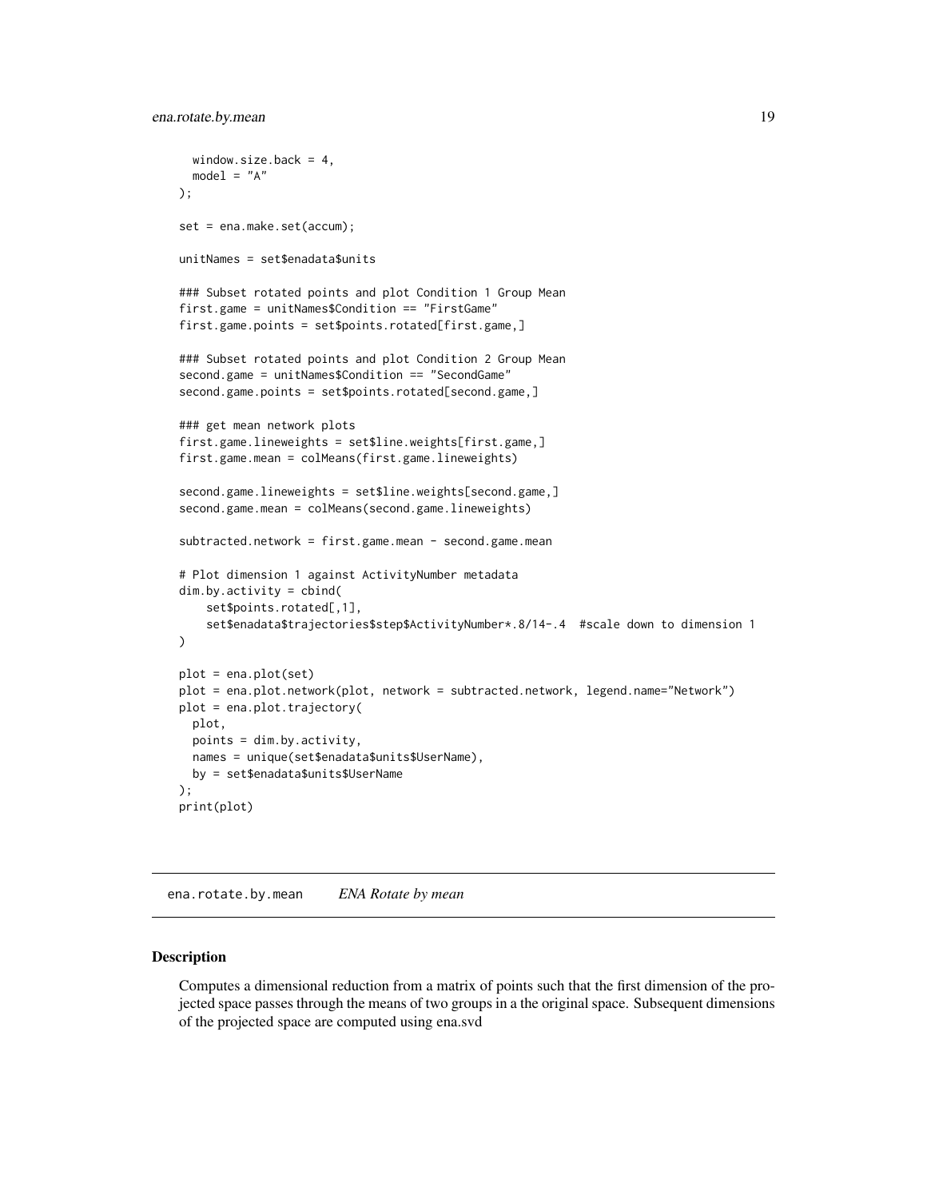```
  window.size.back = 4,
  model = "A"
);

set = ena.make.set(accum);

unitNames = set$enadata$units

### Subset rotated points and plot Condition 1 Group Mean
first.game = unitNames$Condition == "FirstGame"
first.game.points = set$points.rotated[first.game,]

### Subset rotated points and plot Condition 2 Group Mean
second.game = unitNames$Condition == "SecondGame"
second.game.points = set$points.rotated[second.game,]

### get mean network plots
first.game.lineweights = set$line.weights[first.game,]
first.game.mean = colMeans(first.game.lineweights)

second.game.lineweights = set$line.weights[second.game,]
second.game.mean = colMeans(second.game.lineweights)

subtracted.network = first.game.mean - second.game.mean

# Plot dimension 1 against ActivityNumber metadata
dim.by.activity = cbind(
    set$points.rotated[,1],
    set$enadata$trajectories$step$ActivityNumber*.8/14-.4  #scale down to dimension 1
)

plot = ena.plot(set)
plot = ena.plot.network(plot, network = subtracted.network, legend.name="Network")
plot = ena.plot.trajectory(
  plot,
  points = dim.by.activity,
  names = unique(set$enadata$units$UserName),
  by = set$enadata$units$UserName
);
print(plot)
```

## ena.rotate.by.mean    *ENA Rotate by mean*

### Description

Computes a dimensional reduction from a matrix of points such that the first dimension of the projected space passes through the means of two groups in a the original space. Subsequent dimensions of the projected space are computed using ena.svd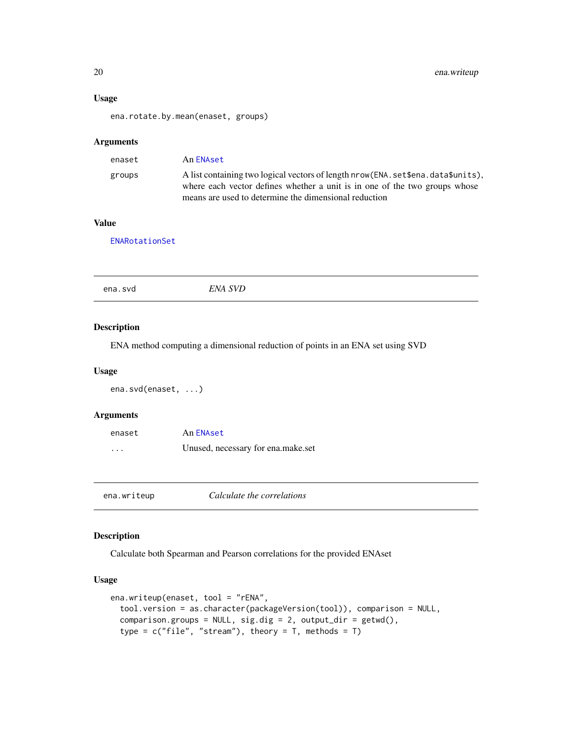### Usage

```
ena.rotate.by.mean(enaset, groups)
```

### Arguments

| | |
|---|---|
| enaset | An ENAset |
| groups | A list containing two logical vectors of length nrow(ENA.set$ena.data$units), where each vector defines whether a unit is in one of the two groups whose means are used to determine the dimensional reduction |

### Value

ENARotationSet

---

## ena.svd *ENA SVD*

### Description

ENA method computing a dimensional reduction of points in an ENA set using SVD

### Usage

```
ena.svd(enaset, ...)
```

### Arguments

| | |
|---|---|
| enaset | An ENAset |
| ... | Unused, necessary for ena.make.set |

---

## ena.writeup *Calculate the correlations*

### Description

Calculate both Spearman and Pearson correlations for the provided ENAset

### Usage

```
ena.writeup(enaset, tool = "rENA",
  tool.version = as.character(packageVersion(tool)), comparison = NULL,
  comparison.groups = NULL, sig.dig = 2, output_dir = getwd(),
  type = c("file", "stream"), theory = T, methods = T)
```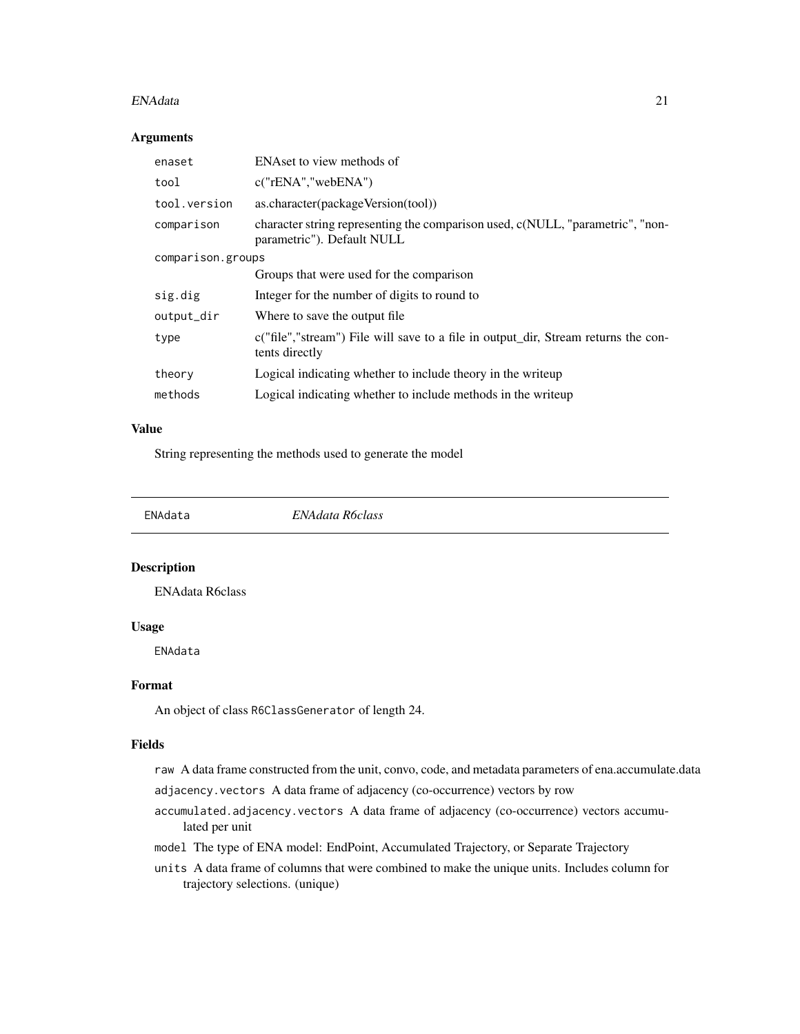## Arguments

| | |
|---|---|
| `enaset` | ENAset to view methods of |
| `tool` | c("rENA","webENA") |
| `tool.version` | as.character(packageVersion(tool)) |
| `comparison` | character string representing the comparison used, c(NULL, "parametric", "non-parametric"). Default NULL |
| `comparison.groups` | Groups that were used for the comparison |
| `sig.dig` | Integer for the number of digits to round to |
| `output_dir` | Where to save the output file |
| `type` | c("file","stream") File will save to a file in output_dir, Stream returns the contents directly |
| `theory` | Logical indicating whether to include theory in the writeup |
| `methods` | Logical indicating whether to include methods in the writeup |

## Value

String representing the methods used to generate the model

---

# `ENAdata` *ENAdata R6class*

## Description

ENAdata R6class

## Usage

```
ENAdata
```

## Format

An object of class `R6ClassGenerator` of length 24.

## Fields

- `raw` A data frame constructed from the unit, convo, code, and metadata parameters of ena.accumulate.data
- `adjacency.vectors` A data frame of adjacency (co-occurrence) vectors by row
- `accumulated.adjacency.vectors` A data frame of adjacency (co-occurrence) vectors accumulated per unit
- `model` The type of ENA model: EndPoint, Accumulated Trajectory, or Separate Trajectory
- `units` A data frame of columns that were combined to make the unique units. Includes column for trajectory selections. (unique)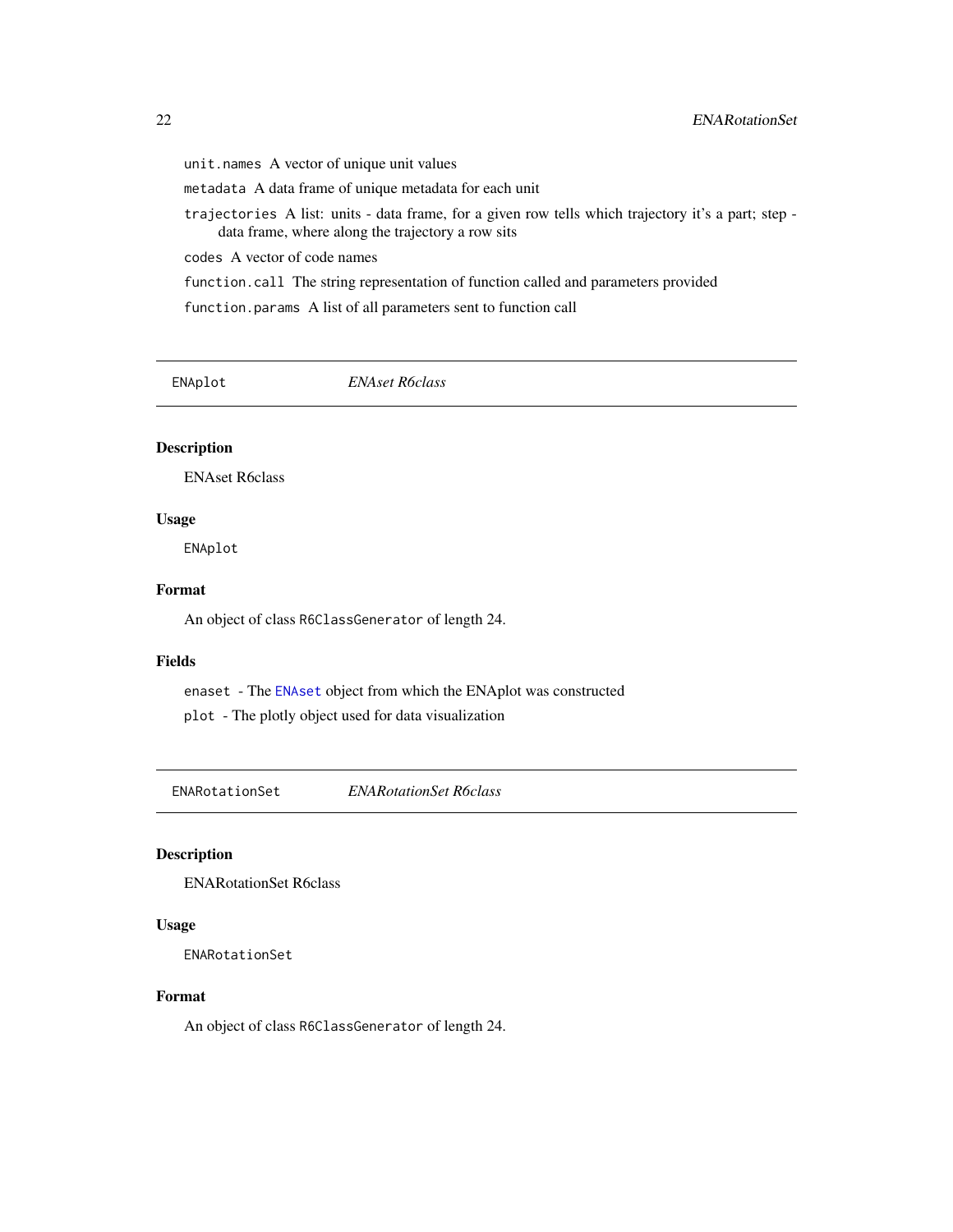`unit.names` A vector of unique unit values

`metadata` A data frame of unique metadata for each unit

`trajectories` A list: units - data frame, for a given row tells which trajectory it's a part; step - data frame, where along the trajectory a row sits

`codes` A vector of code names

`function.call` The string representation of function called and parameters provided

`function.params` A list of all parameters sent to function call

---

## ENAplot — *ENAset R6class*

### Description

ENAset R6class

### Usage

```
ENAplot
```

### Format

An object of class `R6ClassGenerator` of length 24.

### Fields

`enaset` - The `ENAset` object from which the ENAplot was constructed

`plot` - The plotly object used for data visualization

---

## ENARotationSet — *ENARotationSet R6class*

### Description

ENARotationSet R6class

### Usage

```
ENARotationSet
```

### Format

An object of class `R6ClassGenerator` of length 24.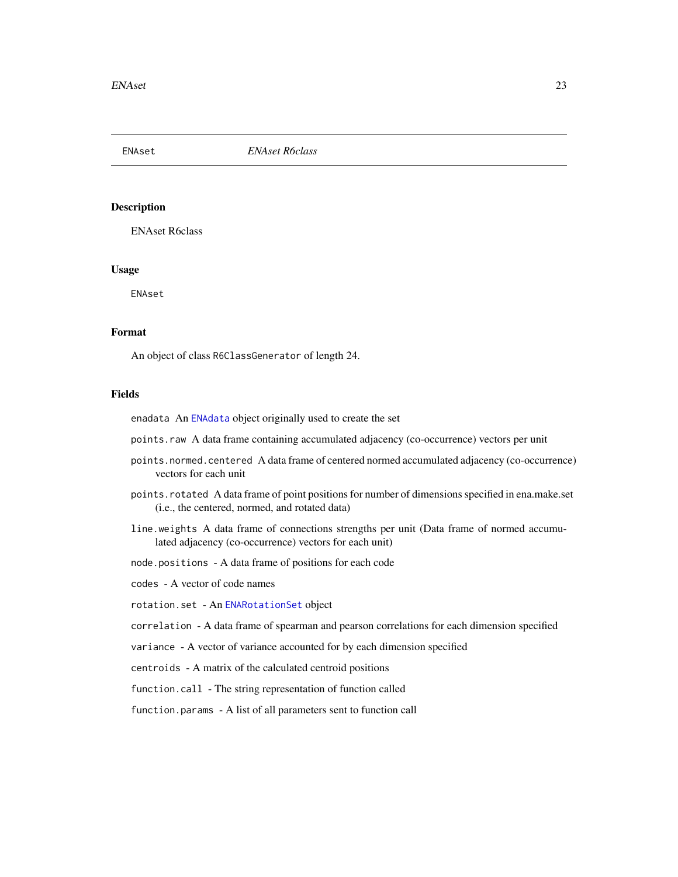# ENAset — *ENAset R6class*

## Description

ENAset R6class

## Usage

```
ENAset
```

## Format

An object of class `R6ClassGenerator` of length 24.

## Fields

`enadata` An ENAdata object originally used to create the set

`points.raw` A data frame containing accumulated adjacency (co-occurrence) vectors per unit

`points.normed.centered` A data frame of centered normed accumulated adjacency (co-occurrence) vectors for each unit

`points.rotated` A data frame of point positions for number of dimensions specified in ena.make.set (i.e., the centered, normed, and rotated data)

`line.weights` A data frame of connections strengths per unit (Data frame of normed accumulated adjacency (co-occurrence) vectors for each unit)

`node.positions` - A data frame of positions for each code

`codes` - A vector of code names

`rotation.set` - An ENARotationSet object

`correlation` - A data frame of spearman and pearson correlations for each dimension specified

`variance` - A vector of variance accounted for by each dimension specified

`centroids` - A matrix of the calculated centroid positions

`function.call` - The string representation of function called

`function.params` - A list of all parameters sent to function call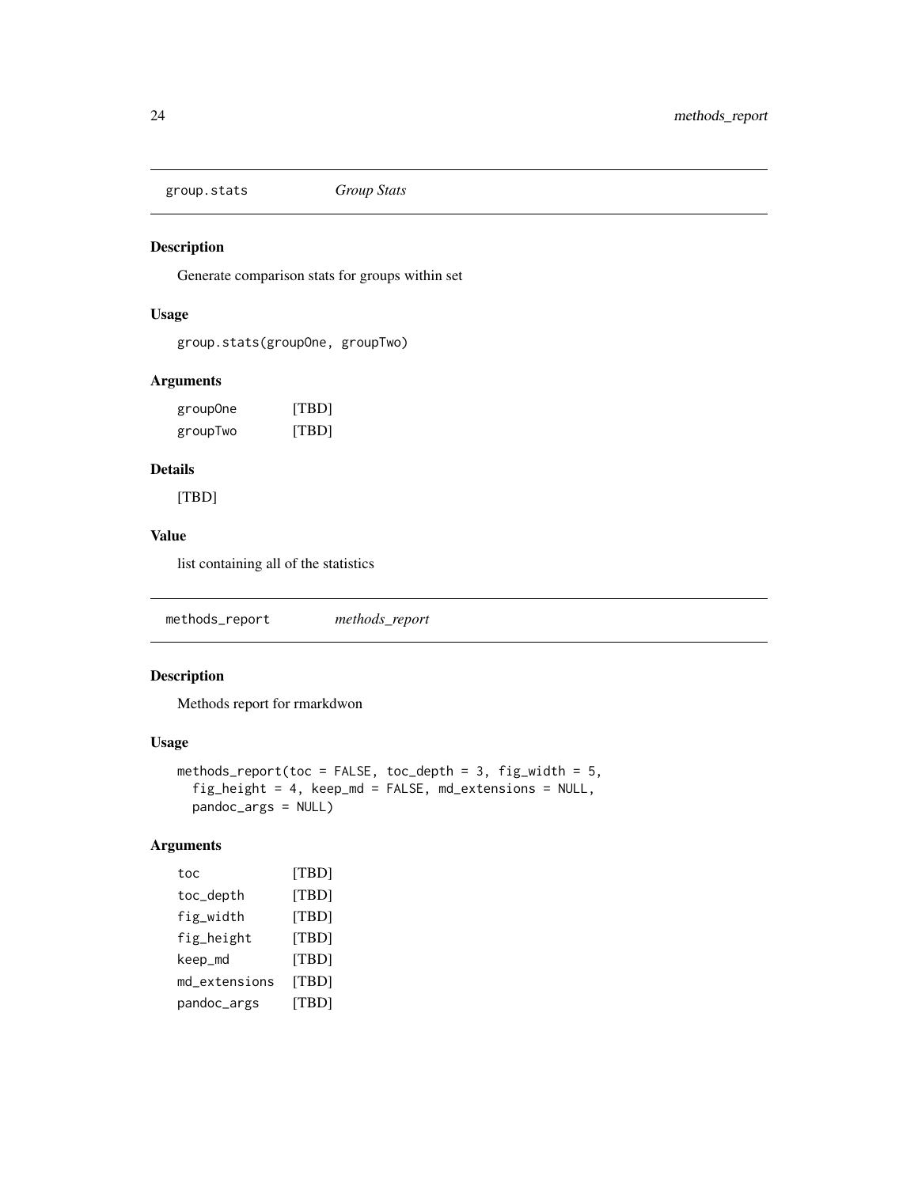## group.stats *Group Stats*

### Description

Generate comparison stats for groups within set

### Usage

```
group.stats(groupOne, groupTwo)
```

### Arguments

| | |
|---|---|
| groupOne | [TBD] |
| groupTwo | [TBD] |

### Details

[TBD]

### Value

list containing all of the statistics

## methods_report *methods_report*

### Description

Methods report for rmarkdwon

### Usage

```
methods_report(toc = FALSE, toc_depth = 3, fig_width = 5,
  fig_height = 4, keep_md = FALSE, md_extensions = NULL,
  pandoc_args = NULL)
```

### Arguments

| | |
|---|---|
| toc | [TBD] |
| toc_depth | [TBD] |
| fig_width | [TBD] |
| fig_height | [TBD] |
| keep_md | [TBD] |
| md_extensions | [TBD] |
| pandoc_args | [TBD] |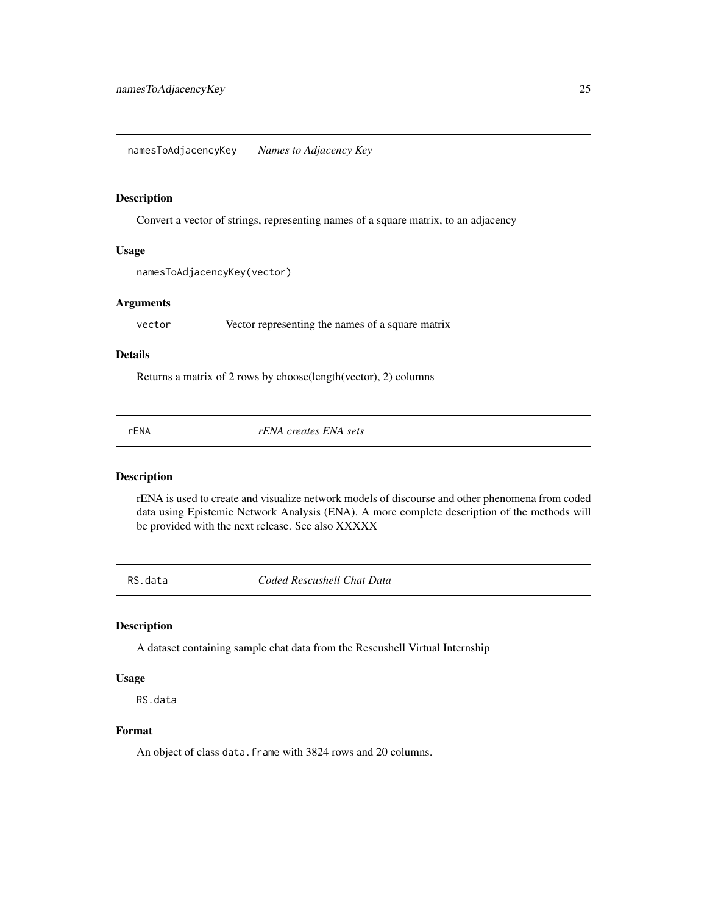## namesToAdjacencyKey *Names to Adjacency Key*

### Description

Convert a vector of strings, representing names of a square matrix, to an adjacency

### Usage

```
namesToAdjacencyKey(vector)
```

### Arguments

| | |
|---|---|
| vector | Vector representing the names of a square matrix |

### Details

Returns a matrix of 2 rows by choose(length(vector), 2) columns

## rENA *rENA creates ENA sets*

### Description

rENA is used to create and visualize network models of discourse and other phenomena from coded data using Epistemic Network Analysis (ENA). A more complete description of the methods will be provided with the next release. See also XXXXX

## RS.data *Coded Rescushell Chat Data*

### Description

A dataset containing sample chat data from the Rescushell Virtual Internship

### Usage

```
RS.data
```

### Format

An object of class `data.frame` with 3824 rows and 20 columns.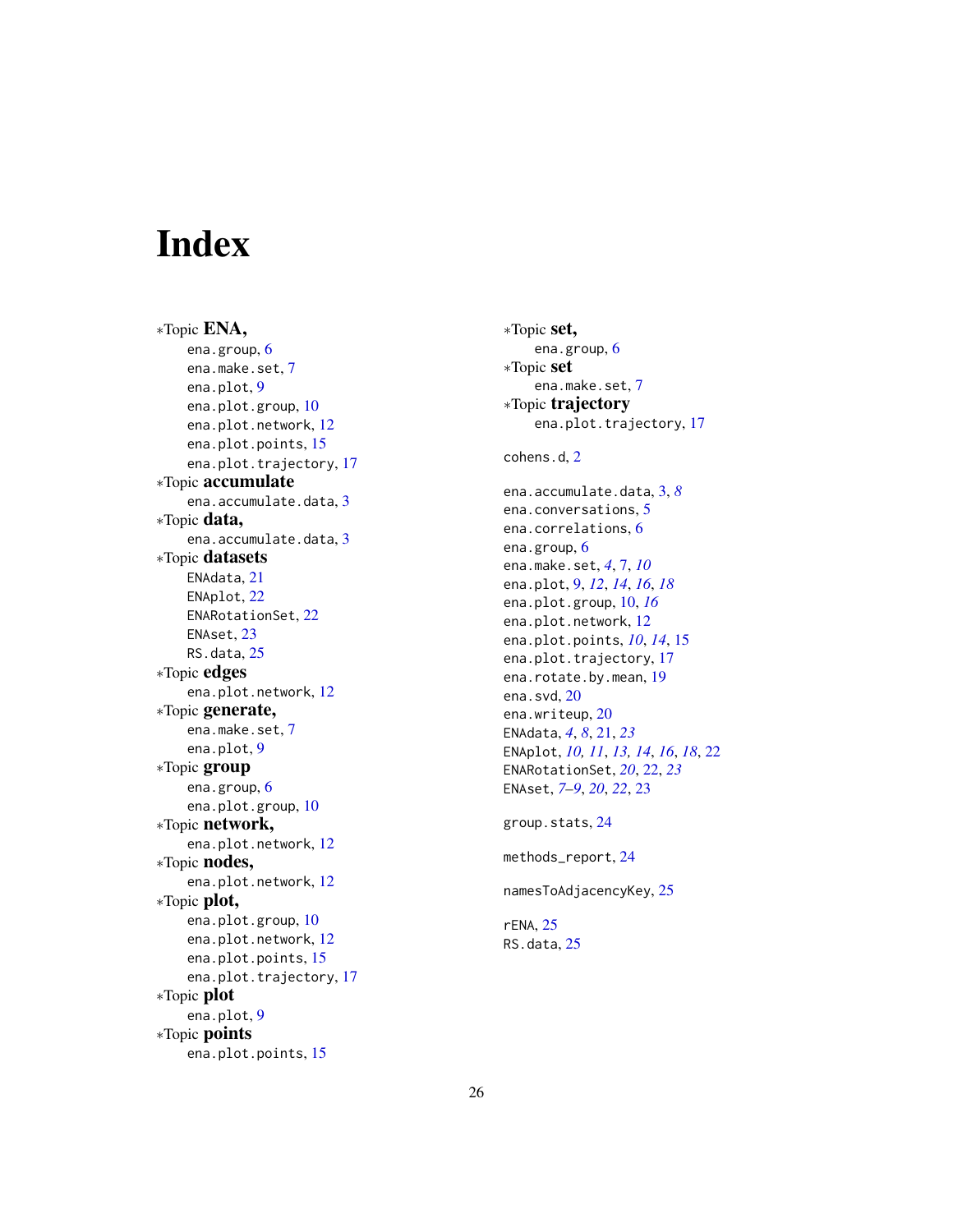# Index

∗Topic **ENA,**
- ena.group, 6
- ena.make.set, 7
- ena.plot, 9
- ena.plot.group, 10
- ena.plot.network, 12
- ena.plot.points, 15
- ena.plot.trajectory, 17

∗Topic **accumulate**
- ena.accumulate.data, 3

∗Topic **data,**
- ena.accumulate.data, 3

∗Topic **datasets**
- ENAdata, 21
- ENAplot, 22
- ENARotationSet, 22
- ENAset, 23
- RS.data, 25

∗Topic **edges**
- ena.plot.network, 12

∗Topic **generate,**
- ena.make.set, 7
- ena.plot, 9

∗Topic **group**
- ena.group, 6
- ena.plot.group, 10

∗Topic **network,**
- ena.plot.network, 12

∗Topic **nodes,**
- ena.plot.network, 12

∗Topic **plot,**
- ena.plot.group, 10
- ena.plot.network, 12
- ena.plot.points, 15
- ena.plot.trajectory, 17

∗Topic **plot**
- ena.plot, 9

∗Topic **points**
- ena.plot.points, 15

∗Topic **set,**
- ena.group, 6

∗Topic **set**
- ena.make.set, 7

∗Topic **trajectory**
- ena.plot.trajectory, 17

cohens.d, 2

ena.accumulate.data, 3, *8*
ena.conversations, 5
ena.correlations, 6
ena.group, 6
ena.make.set, *4*, 7, *10*
ena.plot, 9, *12*, *14*, *16*, *18*
ena.plot.group, 10, *16*
ena.plot.network, 12
ena.plot.points, *10*, *14*, 15
ena.plot.trajectory, 17
ena.rotate.by.mean, 19
ena.svd, 20
ena.writeup, 20
ENAdata, *4*, *8*, 21, *23*
ENAplot, *10, 11*, *13, 14*, *16*, *18*, 22
ENARotationSet, *20*, 22, *23*
ENAset, *7–9*, *20*, *22*, 23

group.stats, 24

methods_report, 24

namesToAdjacencyKey, 25

rENA, 25
RS.data, 25